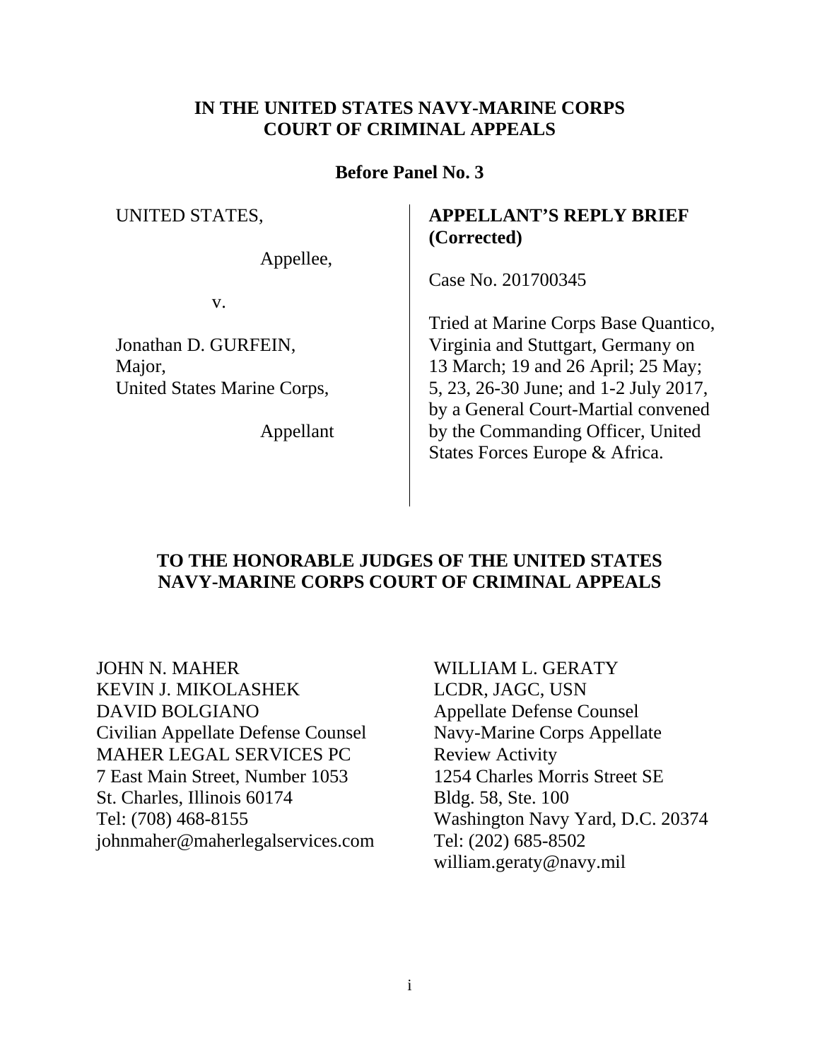**IN THE UNITED STATES NAVY-MARINE CORPS COURT OF CRIMINAL APPEALS**

**Before Panel No. 3**

UNITED STATES,

Appellee,

v.

Jonathan D. GURFEIN,
Major,
United States Marine Corps,

Appellant

**APPELLANT'S REPLY BRIEF (Corrected)**

Case No. 201700345

Tried at Marine Corps Base Quantico, Virginia and Stuttgart, Germany on 13 March; 19 and 26 April; 25 May; 5, 23, 26-30 June; and 1-2 July 2017, by a General Court-Martial convened by the Commanding Officer, United States Forces Europe & Africa.

**TO THE HONORABLE JUDGES OF THE UNITED STATES NAVY-MARINE CORPS COURT OF CRIMINAL APPEALS**

JOHN N. MAHER
KEVIN J. MIKOLASHEK
DAVID BOLGIANO
Civilian Appellate Defense Counsel
MAHER LEGAL SERVICES PC
7 East Main Street, Number 1053
St. Charles, Illinois 60174
Tel: (708) 468-8155
johnmaher@maherlegalservices.com

WILLIAM L. GERATY
LCDR, JAGC, USN
Appellate Defense Counsel
Navy-Marine Corps Appellate Review Activity
1254 Charles Morris Street SE
Bldg. 58, Ste. 100
Washington Navy Yard, D.C. 20374
Tel: (202) 685-8502
william.geraty@navy.mil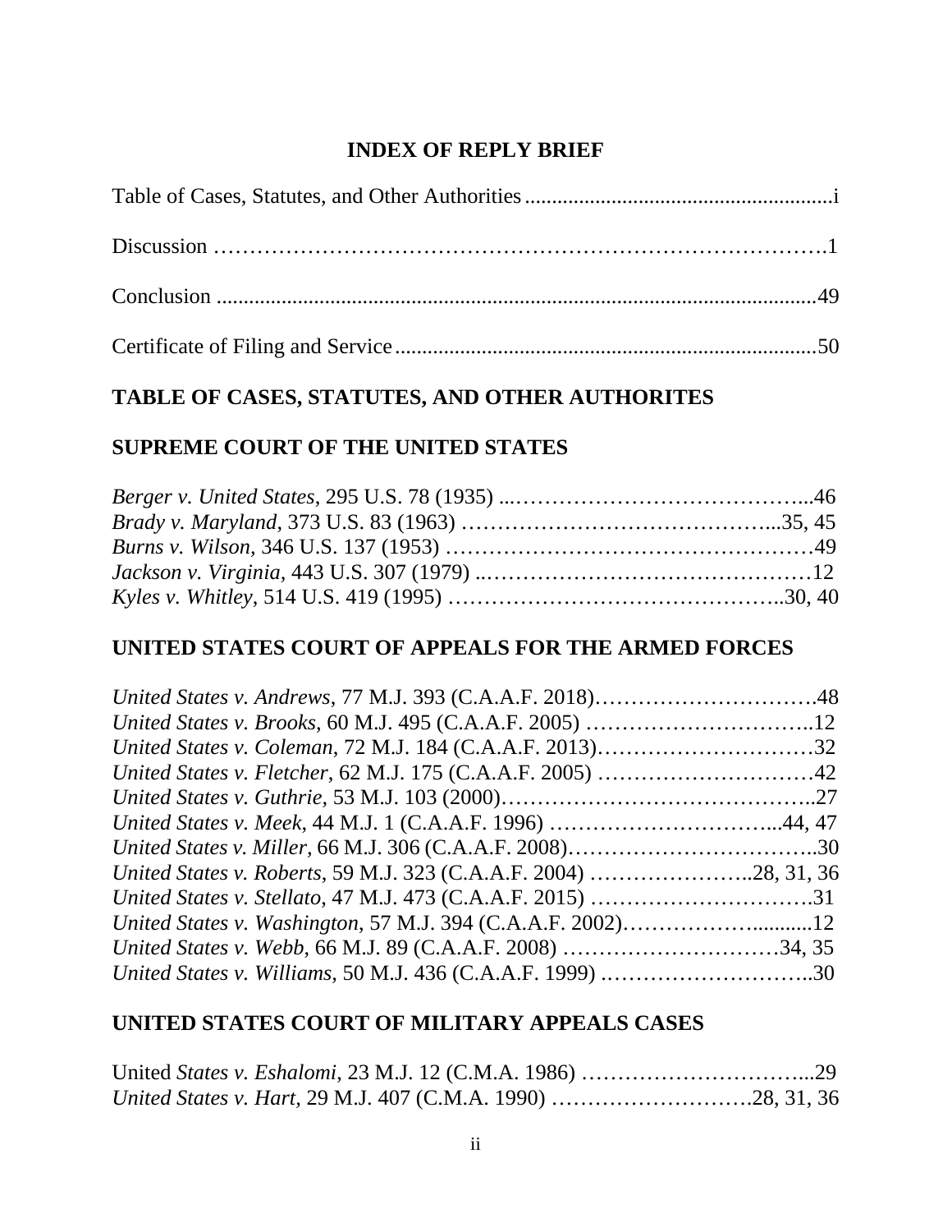# INDEX OF REPLY BRIEF

Table of Cases, Statutes, and Other Authorities ........................................................i

Discussion ……………………………………………………………………….1

Conclusion ...............................................................................................................49

Certificate of Filing and Service ............................................................................50

## TABLE OF CASES, STATUTES, AND OTHER AUTHORITES

## SUPREME COURT OF THE UNITED STATES

*Berger v. United States*, 295 U.S. 78 (1935) ...…………………………………...46
*Brady v. Maryland*, 373 U.S. 83 (1963) ……………………………………...35, 45
*Burns v. Wilson*, 346 U.S. 137 (1953) ……………………………………………49
*Jackson v. Virginia*, 443 U.S. 307 (1979) ..………………………………………12
*Kyles v. Whitley*, 514 U.S. 419 (1995) ……………………………………..30, 40

## UNITED STATES COURT OF APPEALS FOR THE ARMED FORCES

*United States v. Andrews*, 77 M.J. 393 (C.A.A.F. 2018)………………………….48
*United States v. Brooks*, 60 M.J. 495 (C.A.A.F. 2005) …………………………..12
*United States v. Coleman*, 72 M.J. 184 (C.A.A.F. 2013)…………………………32
*United States v. Fletcher*, 62 M.J. 175 (C.A.A.F. 2005) …………………………42
*United States v. Guthrie*, 53 M.J. 103 (2000)……………………………………..27
*United States v. Meek*, 44 M.J. 1 (C.A.A.F. 1996) …………………………...44, 47
*United States v. Miller*, 66 M.J. 306 (C.A.A.F. 2008)……………………………..30
*United States v. Roberts*, 59 M.J. 323 (C.A.A.F. 2004) …………………..28, 31, 36
*United States v. Stellato*, 47 M.J. 473 (C.A.A.F. 2015) ………………………….31
*United States v. Washington*, 57 M.J. 394 (C.A.A.F. 2002)……………….........12
*United States v. Webb*, 66 M.J. 89 (C.A.A.F. 2008) …………………………34, 35
*United States v. Williams*, 50 M.J. 436 (C.A.A.F. 1999) .………………………..30

## UNITED STATES COURT OF MILITARY APPEALS CASES

United *States v. Eshalomi*, 23 M.J. 12 (C.M.A. 1986) …………………………...29
*United States v. Hart*, 29 M.J. 407 (C.M.A. 1990) ……………………….28, 31, 36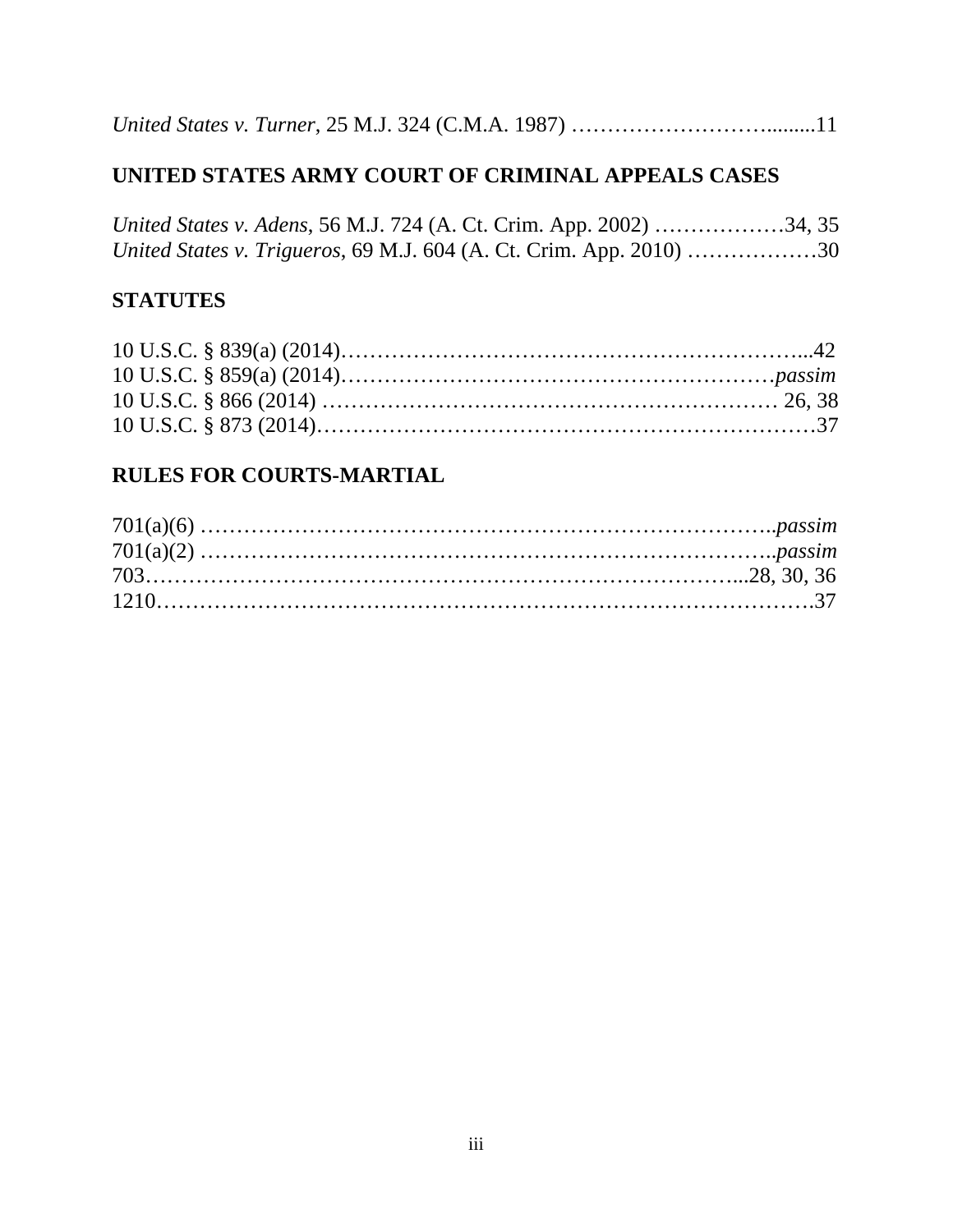*United States v. Turner*, 25 M.J. 324 (C.M.A. 1987) ……………………….........11

## UNITED STATES ARMY COURT OF CRIMINAL APPEALS CASES

*United States v. Adens*, 56 M.J. 724 (A. Ct. Crim. App. 2002) ………………34, 35
*United States v. Trigueros*, 69 M.J. 604 (A. Ct. Crim. App. 2010) ………………30

## STATUTES

10 U.S.C. § 839(a) (2014)………………………………………………………...42
10 U.S.C. § 859(a) (2014)…………………………………………………*passim*
10 U.S.C. § 866 (2014) ……………………………………………………… 26, 38
10 U.S.C. § 873 (2014)……………………………………………………………37

## RULES FOR COURTS-MARTIAL

701(a)(6) …………………………………………………………………….*passim*
701(a)(2) …………………………………………………………………….*passim*
703…………………………………………………………………...28, 30, 36
1210………………………………………………………………………….37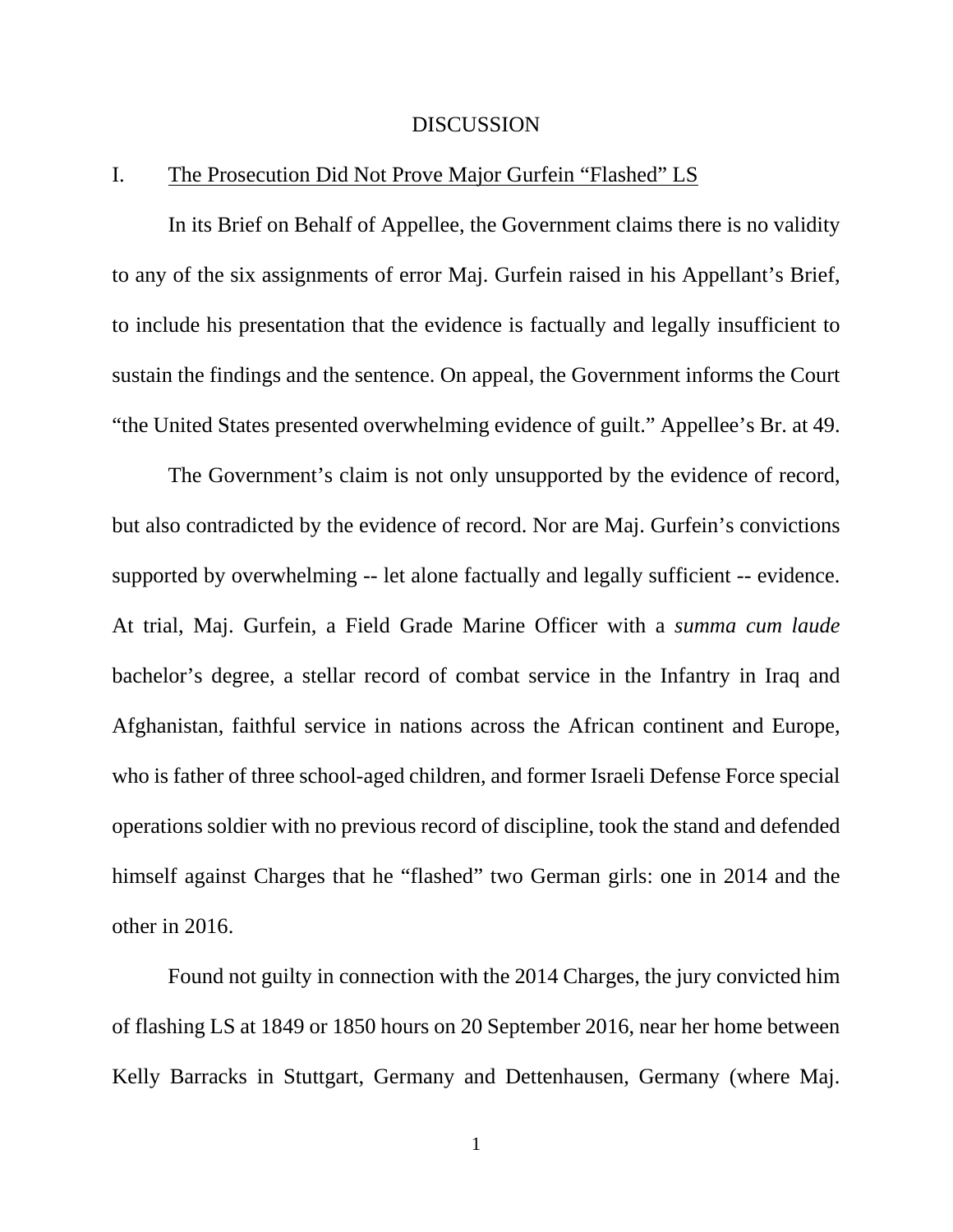# DISCUSSION

## I. The Prosecution Did Not Prove Major Gurfein "Flashed" LS

In its Brief on Behalf of Appellee, the Government claims there is no validity to any of the six assignments of error Maj. Gurfein raised in his Appellant's Brief, to include his presentation that the evidence is factually and legally insufficient to sustain the findings and the sentence. On appeal, the Government informs the Court "the United States presented overwhelming evidence of guilt." Appellee's Br. at 49.

The Government's claim is not only unsupported by the evidence of record, but also contradicted by the evidence of record. Nor are Maj. Gurfein's convictions supported by overwhelming -- let alone factually and legally sufficient -- evidence. At trial, Maj. Gurfein, a Field Grade Marine Officer with a *summa cum laude* bachelor's degree, a stellar record of combat service in the Infantry in Iraq and Afghanistan, faithful service in nations across the African continent and Europe, who is father of three school-aged children, and former Israeli Defense Force special operations soldier with no previous record of discipline, took the stand and defended himself against Charges that he "flashed" two German girls: one in 2014 and the other in 2016.

Found not guilty in connection with the 2014 Charges, the jury convicted him of flashing LS at 1849 or 1850 hours on 20 September 2016, near her home between Kelly Barracks in Stuttgart, Germany and Dettenhausen, Germany (where Maj.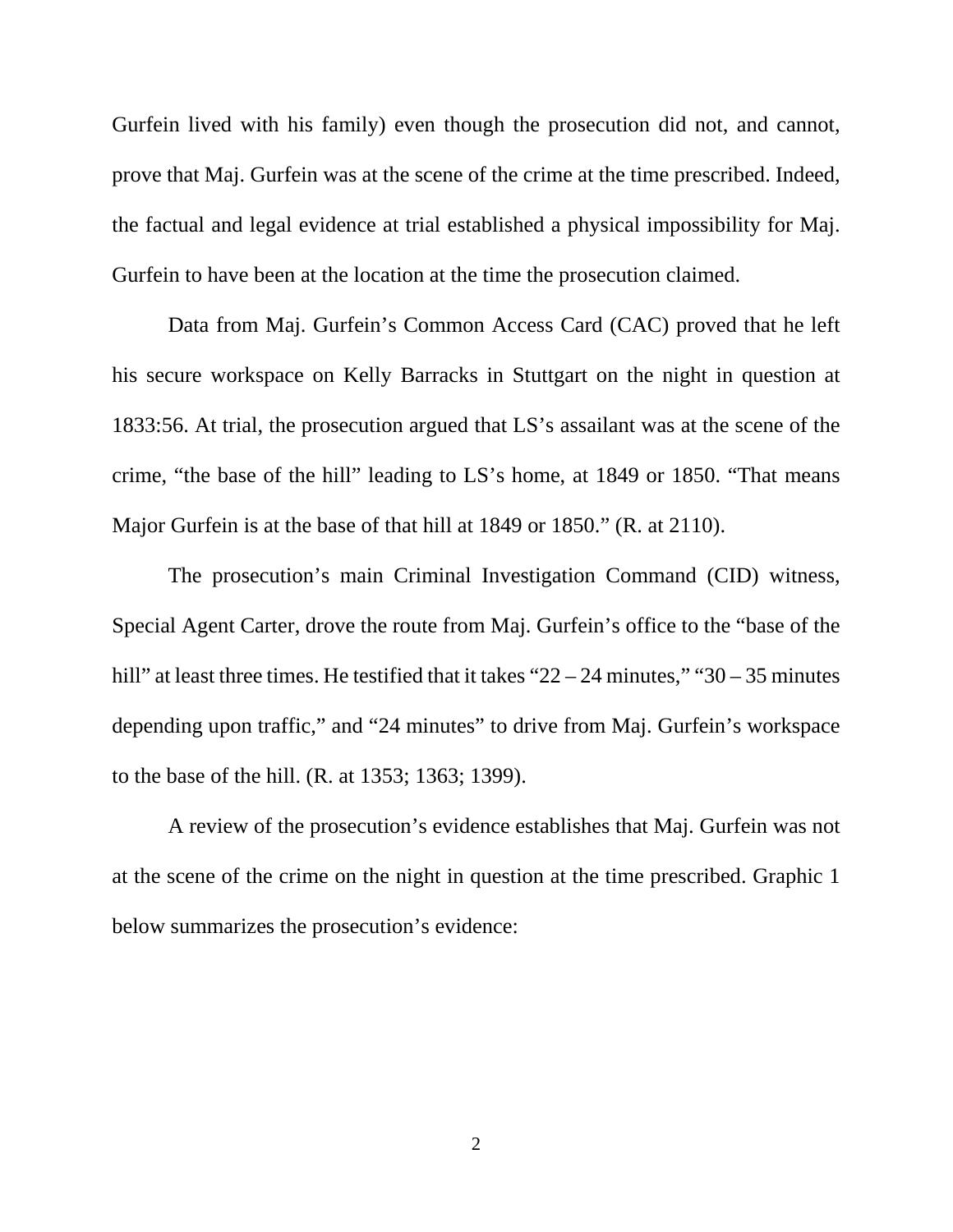Gurfein lived with his family) even though the prosecution did not, and cannot, prove that Maj. Gurfein was at the scene of the crime at the time prescribed. Indeed, the factual and legal evidence at trial established a physical impossibility for Maj. Gurfein to have been at the location at the time the prosecution claimed.

Data from Maj. Gurfein's Common Access Card (CAC) proved that he left his secure workspace on Kelly Barracks in Stuttgart on the night in question at 1833:56. At trial, the prosecution argued that LS's assailant was at the scene of the crime, "the base of the hill" leading to LS's home, at 1849 or 1850. "That means Major Gurfein is at the base of that hill at 1849 or 1850." (R. at 2110).

The prosecution's main Criminal Investigation Command (CID) witness, Special Agent Carter, drove the route from Maj. Gurfein's office to the "base of the hill" at least three times. He testified that it takes "22 – 24 minutes," "30 – 35 minutes depending upon traffic," and "24 minutes" to drive from Maj. Gurfein's workspace to the base of the hill. (R. at 1353; 1363; 1399).

A review of the prosecution's evidence establishes that Maj. Gurfein was not at the scene of the crime on the night in question at the time prescribed. Graphic 1 below summarizes the prosecution's evidence: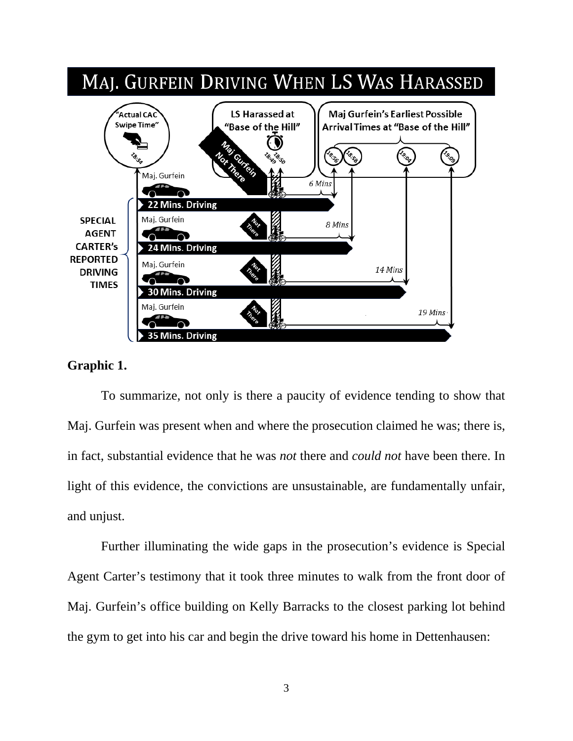# MAJ. GURFEIN DRIVING WHEN LS WAS HARASSED

"Actual CAC Swipe Time" 18:34

LS Harassed at "Base of the Hill" 18:49 18:50

Maj Gurfein's Earliest Possible Arrival Times at "Base of the Hill": 18:56, 18:58, 19:04, 19:09

SPECIAL AGENT CARTER's REPORTED DRIVING TIMES:

- Maj. Gurfein — 22 Mins. Driving — Maj Gurfein Not There — 6 Mins
- Maj. Gurfein — 24 Mins. Driving — Not There — 8 Mins
- Maj. Gurfein — 30 Mins. Driving — Not There — 14 Mins
- Maj. Gurfein — 35 Mins. Driving — Not There — 19 Mins

**Graphic 1.**

To summarize, not only is there a paucity of evidence tending to show that Maj. Gurfein was present when and where the prosecution claimed he was; there is, in fact, substantial evidence that he was *not* there and *could not* have been there. In light of this evidence, the convictions are unsustainable, are fundamentally unfair, and unjust.

Further illuminating the wide gaps in the prosecution's evidence is Special Agent Carter's testimony that it took three minutes to walk from the front door of Maj. Gurfein's office building on Kelly Barracks to the closest parking lot behind the gym to get into his car and begin the drive toward his home in Dettenhausen: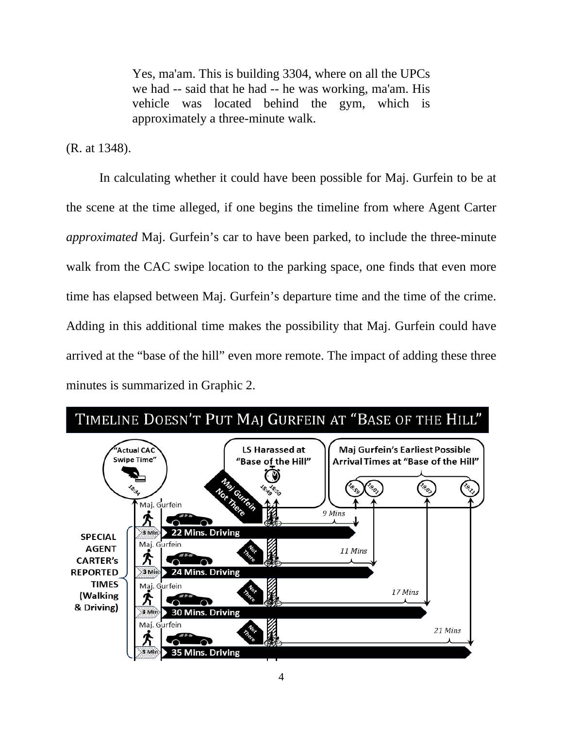> Yes, ma'am. This is building 3304, where on all the UPCs we had -- said that he had -- he was working, ma'am. His vehicle was located behind the gym, which is approximately a three-minute walk.

(R. at 1348).

In calculating whether it could have been possible for Maj. Gurfein to be at the scene at the time alleged, if one begins the timeline from where Agent Carter *approximated* Maj. Gurfein's car to have been parked, to include the three-minute walk from the CAC swipe location to the parking space, one finds that even more time has elapsed between Maj. Gurfein's departure time and the time of the crime. Adding in this additional time makes the possibility that Maj. Gurfein could have arrived at the "base of the hill" even more remote. The impact of adding these three minutes is summarized in Graphic 2.

**TIMELINE DOESN'T PUT MAJ GURFEIN AT "BASE OF THE HILL"**

"Actual CAC Swipe Time" 18:34

LS Harassed at "Base of the Hill" 18:49 18:50

Maj Gurfein's Earliest Possible Arrival Times at "Base of the Hill": 18:59, 19:01, 19:07, 19:11

SPECIAL AGENT CARTER's REPORTED TIMES (Walking & Driving)

- Maj. Gurfein — 3 Min + 22 Mins. Driving — Maj Gurfein Not There — 9 Mins
- Maj. Gurfein — 3 Min + 24 Mins. Driving — Not There — 11 Mins
- Maj. Gurfein — 3 Min + 30 Mins. Driving — Not There — 17 Mins
- Maj. Gurfein — 3 Min + 35 Mins. Driving — Not There — 21 Mins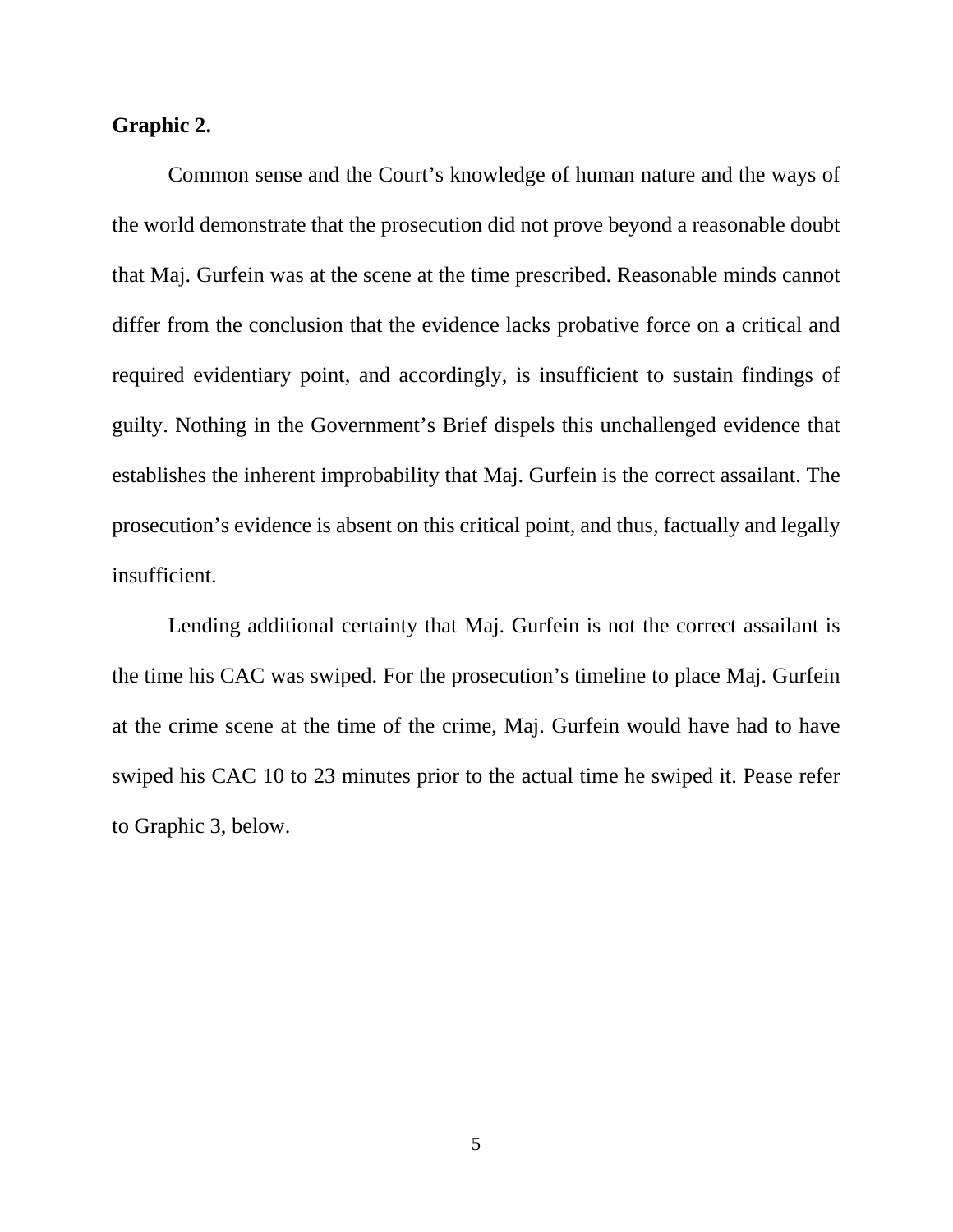**Graphic 2.**

Common sense and the Court's knowledge of human nature and the ways of the world demonstrate that the prosecution did not prove beyond a reasonable doubt that Maj. Gurfein was at the scene at the time prescribed. Reasonable minds cannot differ from the conclusion that the evidence lacks probative force on a critical and required evidentiary point, and accordingly, is insufficient to sustain findings of guilty. Nothing in the Government's Brief dispels this unchallenged evidence that establishes the inherent improbability that Maj. Gurfein is the correct assailant. The prosecution's evidence is absent on this critical point, and thus, factually and legally insufficient.

Lending additional certainty that Maj. Gurfein is not the correct assailant is the time his CAC was swiped. For the prosecution's timeline to place Maj. Gurfein at the crime scene at the time of the crime, Maj. Gurfein would have had to have swiped his CAC 10 to 23 minutes prior to the actual time he swiped it. Pease refer to Graphic 3, below.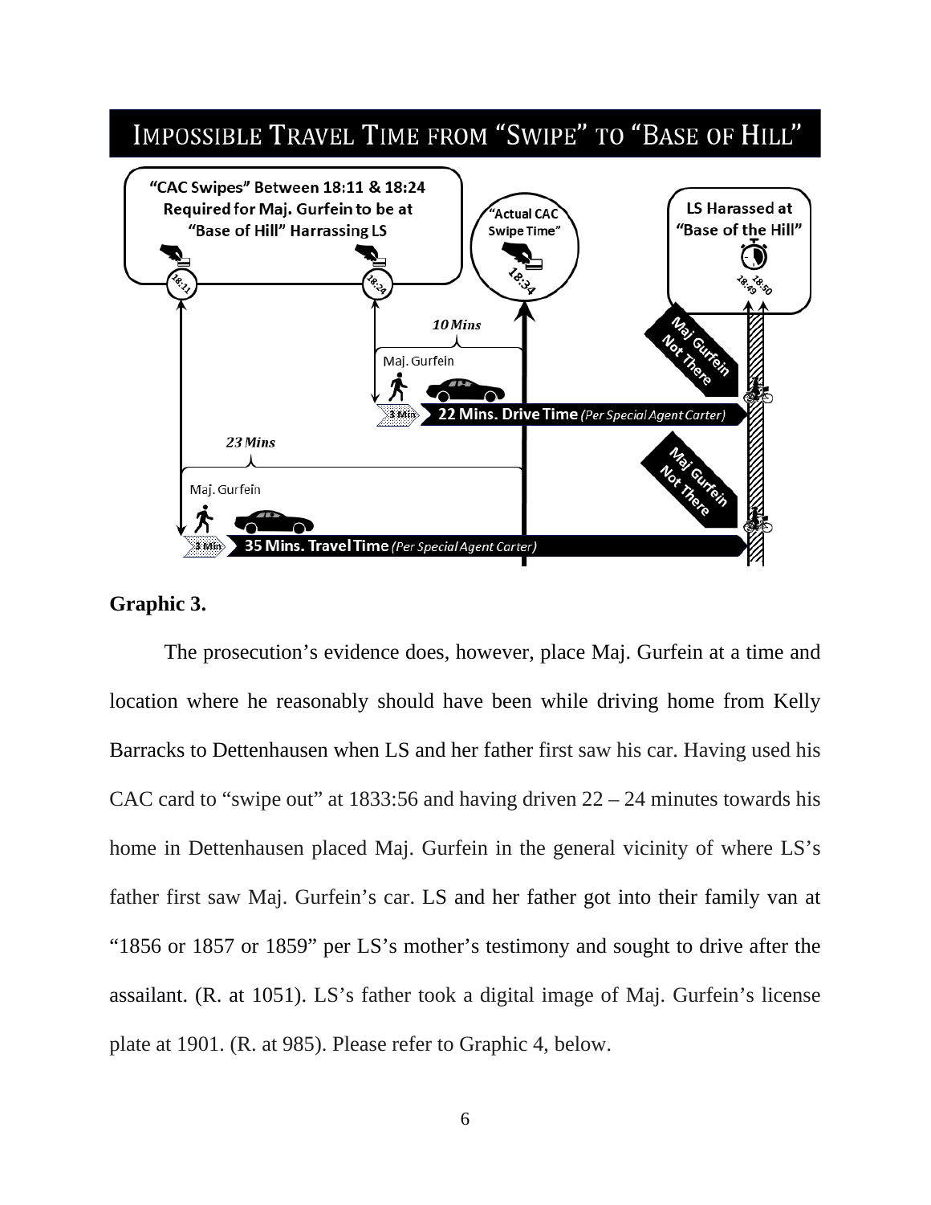IMPOSSIBLE TRAVEL TIME FROM "SWIPE" TO "BASE OF HILL"

"CAC Swipes" Between 18:11 & 18:24 Required for Maj. Gurfein to be at "Base of Hill" Harrassing LS

18:11

18:24

"Actual CAC Swipe Time"

18:34

LS Harassed at "Base of the Hill"

18:49 18:50

10 Mins

Maj. Gurfein

3 Min

22 Mins. Drive Time *(Per Special Agent Carter)*

Maj Gurfein Not There

23 Mins

Maj. Gurfein

3 Min

35 Mins. Travel Time *(Per Special Agent Carter)*

Maj Gurfein Not There

**Graphic 3.**

The prosecution's evidence does, however, place Maj. Gurfein at a time and location where he reasonably should have been while driving home from Kelly Barracks to Dettenhausen when LS and her father first saw his car. Having used his CAC card to "swipe out" at 1833:56 and having driven 22 – 24 minutes towards his home in Dettenhausen placed Maj. Gurfein in the general vicinity of where LS's father first saw Maj. Gurfein's car. LS and her father got into their family van at "1856 or 1857 or 1859" per LS's mother's testimony and sought to drive after the assailant. (R. at 1051). LS's father took a digital image of Maj. Gurfein's license plate at 1901. (R. at 985). Please refer to Graphic 4, below.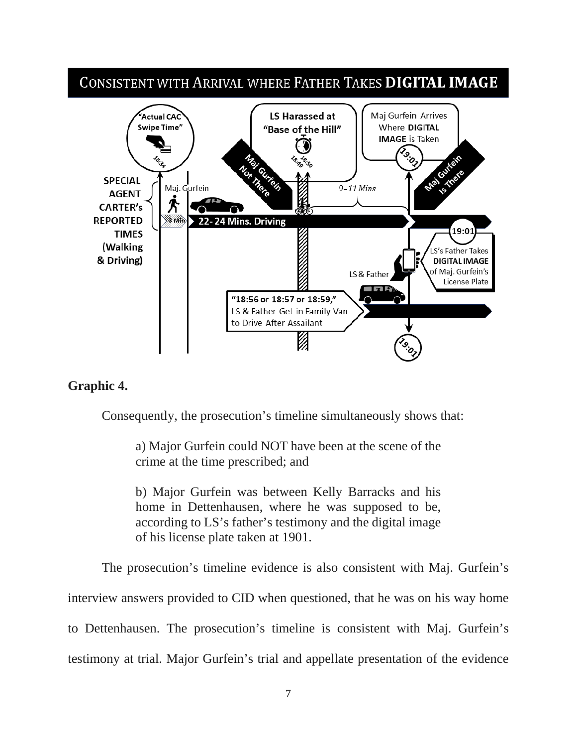## CONSISTENT WITH ARRIVAL WHERE FATHER TAKES DIGITAL IMAGE

**Graphic 4.**

Consequently, the prosecution's timeline simultaneously shows that:

> a) Major Gurfein could NOT have been at the scene of the crime at the time prescribed; and
>
> b) Major Gurfein was between Kelly Barracks and his home in Dettenhausen, where he was supposed to be, according to LS's father's testimony and the digital image of his license plate taken at 1901.

The prosecution's timeline evidence is also consistent with Maj. Gurfein's interview answers provided to CID when questioned, that he was on his way home to Dettenhausen. The prosecution's timeline is consistent with Maj. Gurfein's testimony at trial. Major Gurfein's trial and appellate presentation of the evidence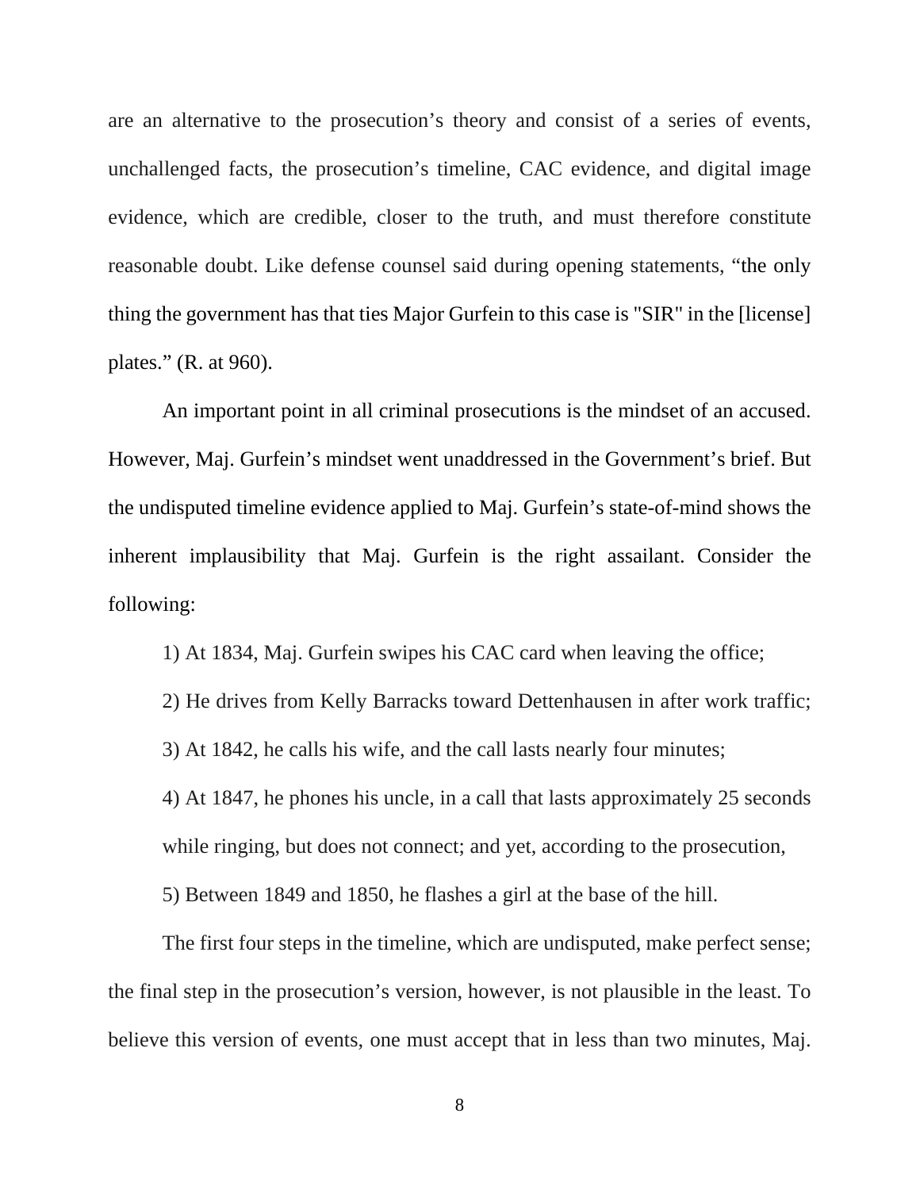are an alternative to the prosecution's theory and consist of a series of events, unchallenged facts, the prosecution's timeline, CAC evidence, and digital image evidence, which are credible, closer to the truth, and must therefore constitute reasonable doubt. Like defense counsel said during opening statements, "the only thing the government has that ties Major Gurfein to this case is "SIR" in the [license] plates." (R. at 960).

An important point in all criminal prosecutions is the mindset of an accused. However, Maj. Gurfein's mindset went unaddressed in the Government's brief. But the undisputed timeline evidence applied to Maj. Gurfein's state-of-mind shows the inherent implausibility that Maj. Gurfein is the right assailant. Consider the following:

1) At 1834, Maj. Gurfein swipes his CAC card when leaving the office;

2) He drives from Kelly Barracks toward Dettenhausen in after work traffic;

3) At 1842, he calls his wife, and the call lasts nearly four minutes;

4) At 1847, he phones his uncle, in a call that lasts approximately 25 seconds while ringing, but does not connect; and yet, according to the prosecution,

5) Between 1849 and 1850, he flashes a girl at the base of the hill.

The first four steps in the timeline, which are undisputed, make perfect sense; the final step in the prosecution's version, however, is not plausible in the least. To believe this version of events, one must accept that in less than two minutes, Maj.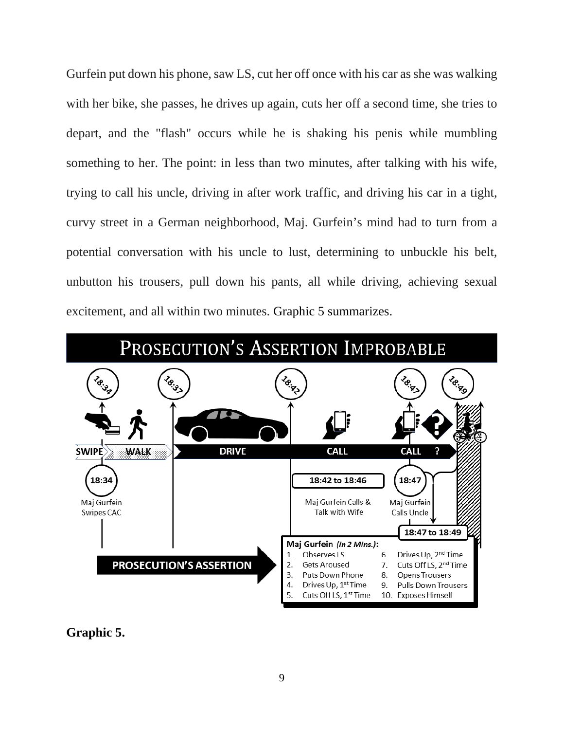Gurfein put down his phone, saw LS, cut her off once with his car as she was walking with her bike, she passes, he drives up again, cuts her off a second time, she tries to depart, and the "flash" occurs while he is shaking his penis while mumbling something to her. The point: in less than two minutes, after talking with his wife, trying to call his uncle, driving in after work traffic, and driving his car in a tight, curvy street in a German neighborhood, Maj. Gurfein's mind had to turn from a potential conversation with his uncle to lust, determining to unbuckle his belt, unbutton his trousers, pull down his pants, all while driving, achieving sexual excitement, and all within two minutes. Graphic 5 summarizes.

**PROSECUTION'S ASSERTION IMPROBABLE**

18:34 — 18:37 — 18:42 — 18:47 — 18:49

SWIPE — WALK — DRIVE — CALL — CALL ?

18:34 Maj Gurfein Swipes CAC

18:42 to 18:46 Maj Gurfein Calls & Talk with Wife

18:47 Maj Gurfein Calls Uncle

18:47 to 18:49

**PROSECUTION'S ASSERTION**

**Maj Gurfein** *(in 2 Mins.)*:

1. Observes LS
2. Gets Aroused
3. Puts Down Phone
4. Drives Up, 1st Time
5. Cuts Off LS, 1st Time
6. Drives Up, 2nd Time
7. Cuts Off LS, 2nd Time
8. Opens Trousers
9. Pulls Down Trousers
10. Exposes Himself

**Graphic 5.**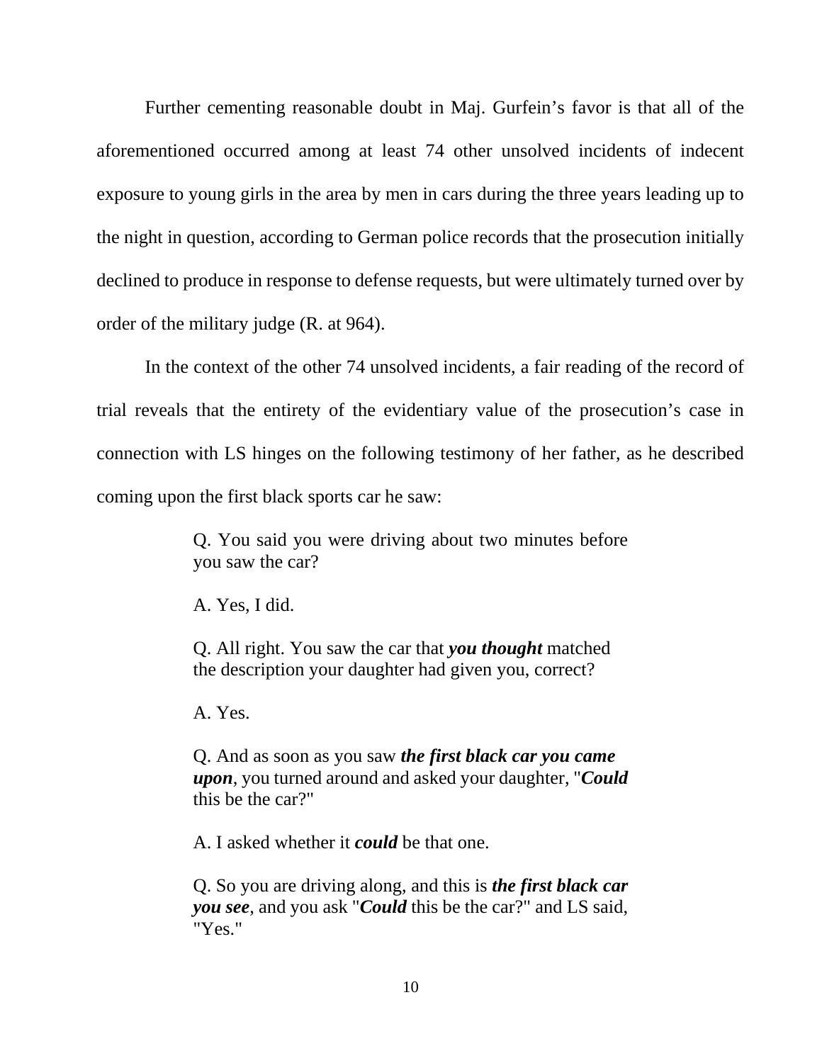Further cementing reasonable doubt in Maj. Gurfein's favor is that all of the aforementioned occurred among at least 74 other unsolved incidents of indecent exposure to young girls in the area by men in cars during the three years leading up to the night in question, according to German police records that the prosecution initially declined to produce in response to defense requests, but were ultimately turned over by order of the military judge (R. at 964).

In the context of the other 74 unsolved incidents, a fair reading of the record of trial reveals that the entirety of the evidentiary value of the prosecution's case in connection with LS hinges on the following testimony of her father, as he described coming upon the first black sports car he saw:

> Q. You said you were driving about two minutes before you saw the car?
>
> A. Yes, I did.
>
> Q. All right. You saw the car that ***you thought*** matched the description your daughter had given you, correct?
>
> A. Yes.
>
> Q. And as soon as you saw ***the first black car you came upon***, you turned around and asked your daughter, "***Could*** this be the car?"
>
> A. I asked whether it ***could*** be that one.
>
> Q. So you are driving along, and this is ***the first black car you see***, and you ask "***Could*** this be the car?" and LS said, "Yes."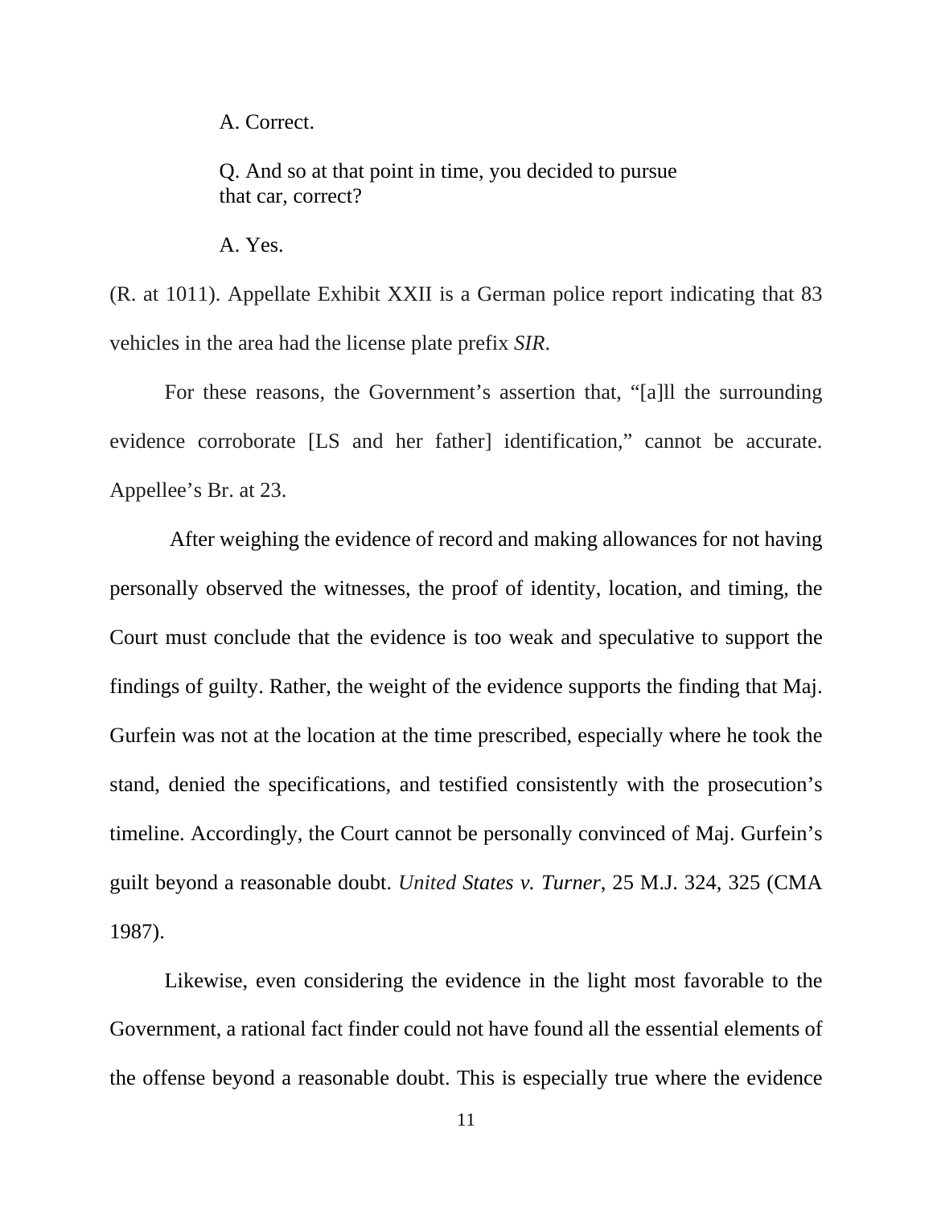> A. Correct.
>
> Q. And so at that point in time, you decided to pursue that car, correct?
>
> A. Yes.

(R. at 1011). Appellate Exhibit XXII is a German police report indicating that 83 vehicles in the area had the license plate prefix *SIR*.

For these reasons, the Government's assertion that, "[a]ll the surrounding evidence corroborate [LS and her father] identification," cannot be accurate. Appellee's Br. at 23.

After weighing the evidence of record and making allowances for not having personally observed the witnesses, the proof of identity, location, and timing, the Court must conclude that the evidence is too weak and speculative to support the findings of guilty. Rather, the weight of the evidence supports the finding that Maj. Gurfein was not at the location at the time prescribed, especially where he took the stand, denied the specifications, and testified consistently with the prosecution's timeline. Accordingly, the Court cannot be personally convinced of Maj. Gurfein's guilt beyond a reasonable doubt. *United States v. Turner*, 25 M.J. 324, 325 (CMA 1987).

Likewise, even considering the evidence in the light most favorable to the Government, a rational fact finder could not have found all the essential elements of the offense beyond a reasonable doubt. This is especially true where the evidence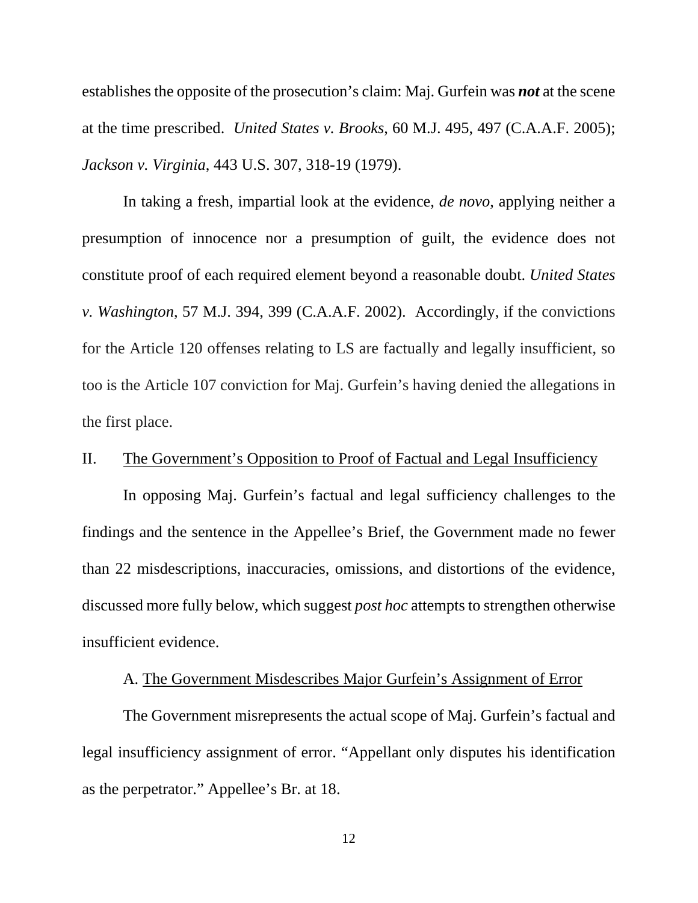establishes the opposite of the prosecution's claim: Maj. Gurfein was ***not*** at the scene at the time prescribed. *United States v. Brooks*, 60 M.J. 495, 497 (C.A.A.F. 2005); *Jackson v. Virginia*, 443 U.S. 307, 318-19 (1979).

In taking a fresh, impartial look at the evidence, *de novo*, applying neither a presumption of innocence nor a presumption of guilt, the evidence does not constitute proof of each required element beyond a reasonable doubt. *United States v. Washington*, 57 M.J. 394, 399 (C.A.A.F. 2002). Accordingly, if the convictions for the Article 120 offenses relating to LS are factually and legally insufficient, so too is the Article 107 conviction for Maj. Gurfein's having denied the allegations in the first place.

## II. The Government's Opposition to Proof of Factual and Legal Insufficiency

In opposing Maj. Gurfein's factual and legal sufficiency challenges to the findings and the sentence in the Appellee's Brief, the Government made no fewer than 22 misdescriptions, inaccuracies, omissions, and distortions of the evidence, discussed more fully below, which suggest *post hoc* attempts to strengthen otherwise insufficient evidence.

### A. The Government Misdescribes Major Gurfein's Assignment of Error

The Government misrepresents the actual scope of Maj. Gurfein's factual and legal insufficiency assignment of error. "Appellant only disputes his identification as the perpetrator." Appellee's Br. at 18.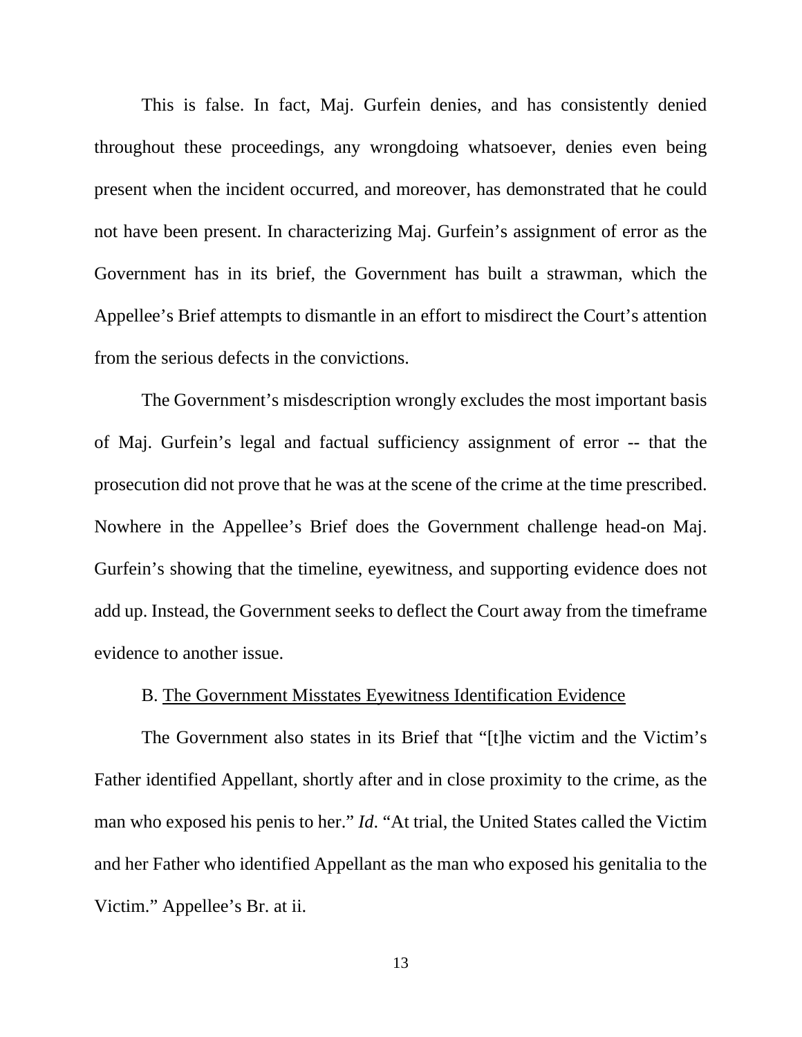This is false. In fact, Maj. Gurfein denies, and has consistently denied throughout these proceedings, any wrongdoing whatsoever, denies even being present when the incident occurred, and moreover, has demonstrated that he could not have been present. In characterizing Maj. Gurfein's assignment of error as the Government has in its brief, the Government has built a strawman, which the Appellee's Brief attempts to dismantle in an effort to misdirect the Court's attention from the serious defects in the convictions.

The Government's misdescription wrongly excludes the most important basis of Maj. Gurfein's legal and factual sufficiency assignment of error -- that the prosecution did not prove that he was at the scene of the crime at the time prescribed. Nowhere in the Appellee's Brief does the Government challenge head-on Maj. Gurfein's showing that the timeline, eyewitness, and supporting evidence does not add up. Instead, the Government seeks to deflect the Court away from the timeframe evidence to another issue.

B. <u>The Government Misstates Eyewitness Identification Evidence</u>

The Government also states in its Brief that "[t]he victim and the Victim's Father identified Appellant, shortly after and in close proximity to the crime, as the man who exposed his penis to her." *Id*. "At trial, the United States called the Victim and her Father who identified Appellant as the man who exposed his genitalia to the Victim." Appellee's Br. at ii.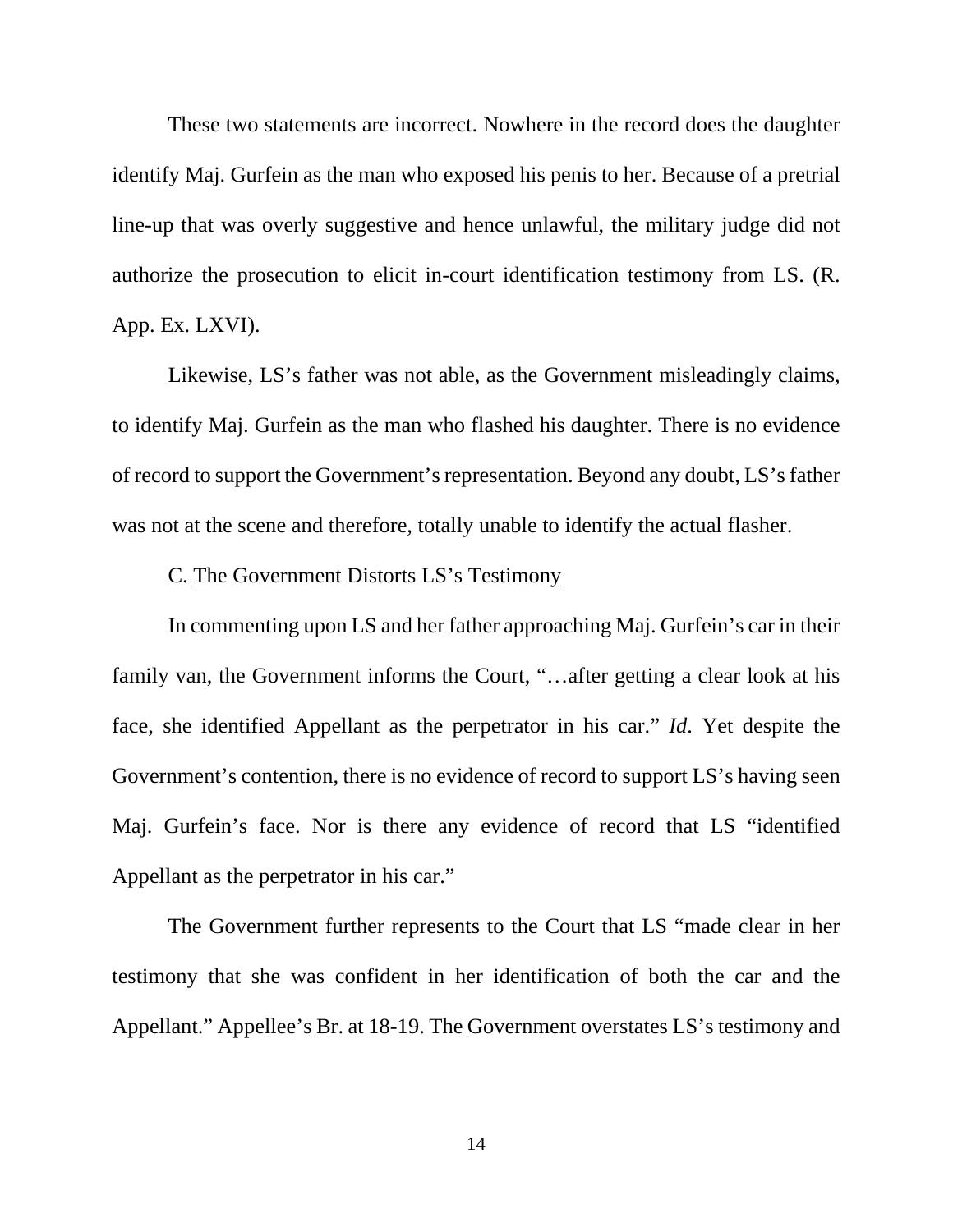These two statements are incorrect. Nowhere in the record does the daughter identify Maj. Gurfein as the man who exposed his penis to her. Because of a pretrial line-up that was overly suggestive and hence unlawful, the military judge did not authorize the prosecution to elicit in-court identification testimony from LS. (R. App. Ex. LXVI).

Likewise, LS's father was not able, as the Government misleadingly claims, to identify Maj. Gurfein as the man who flashed his daughter. There is no evidence of record to support the Government's representation. Beyond any doubt, LS's father was not at the scene and therefore, totally unable to identify the actual flasher.

C. <u>The Government Distorts LS's Testimony</u>

In commenting upon LS and her father approaching Maj. Gurfein's car in their family van, the Government informs the Court, "…after getting a clear look at his face, she identified Appellant as the perpetrator in his car." *Id*. Yet despite the Government's contention, there is no evidence of record to support LS's having seen Maj. Gurfein's face. Nor is there any evidence of record that LS "identified Appellant as the perpetrator in his car."

The Government further represents to the Court that LS "made clear in her testimony that she was confident in her identification of both the car and the Appellant." Appellee's Br. at 18-19. The Government overstates LS's testimony and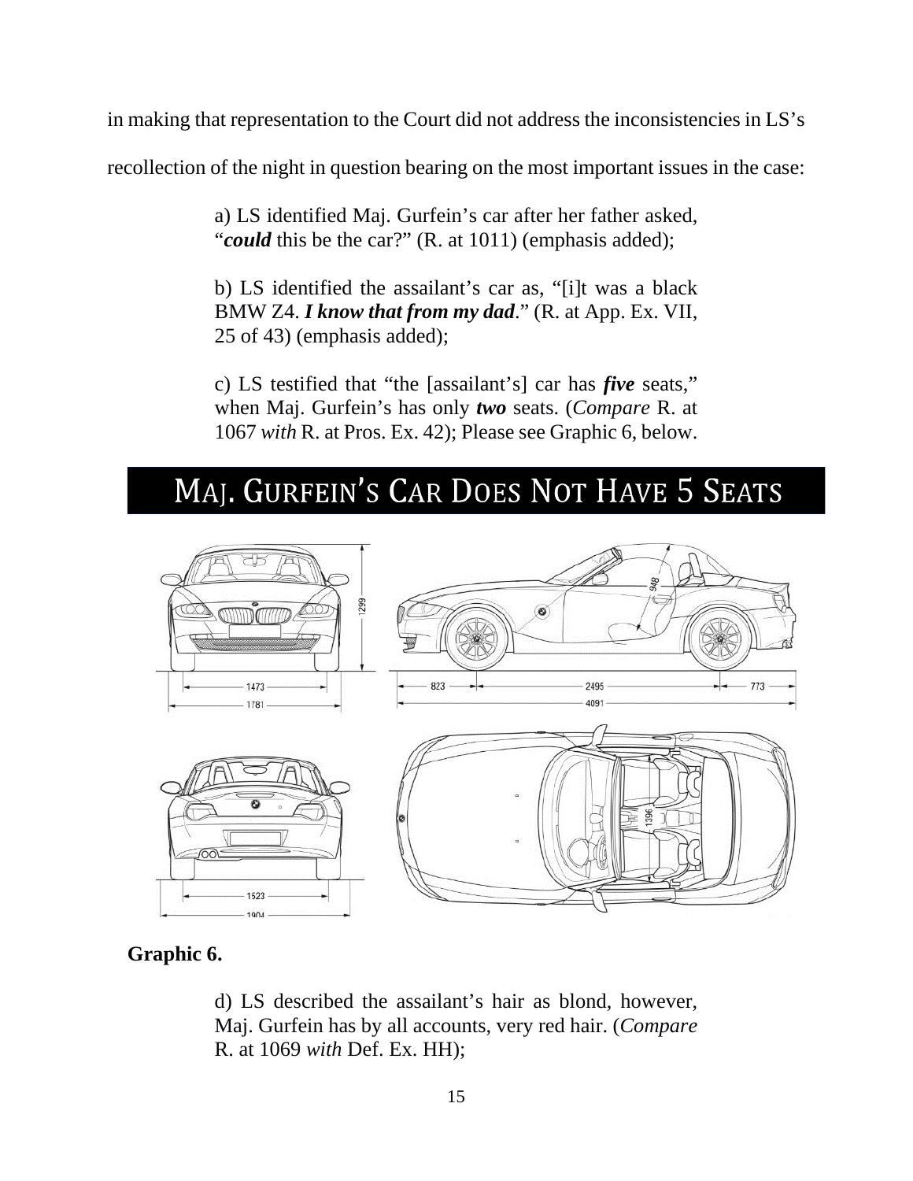in making that representation to the Court did not address the inconsistencies in LS's recollection of the night in question bearing on the most important issues in the case:

> a) LS identified Maj. Gurfein's car after her father asked, "***could*** this be the car?" (R. at 1011) (emphasis added);
>
> b) LS identified the assailant's car as, "[i]t was a black BMW Z4. ***I know that from my dad***." (R. at App. Ex. VII, 25 of 43) (emphasis added);
>
> c) LS testified that "the [assailant's] car has ***five*** seats," when Maj. Gurfein's has only ***two*** seats. (*Compare* R. at 1067 *with* R. at Pros. Ex. 42); Please see Graphic 6, below.

## MAJ. GURFEIN'S CAR DOES NOT HAVE 5 SEATS

**Graphic 6.**

> d) LS described the assailant's hair as blond, however, Maj. Gurfein has by all accounts, very red hair. (*Compare* R. at 1069 *with* Def. Ex. HH);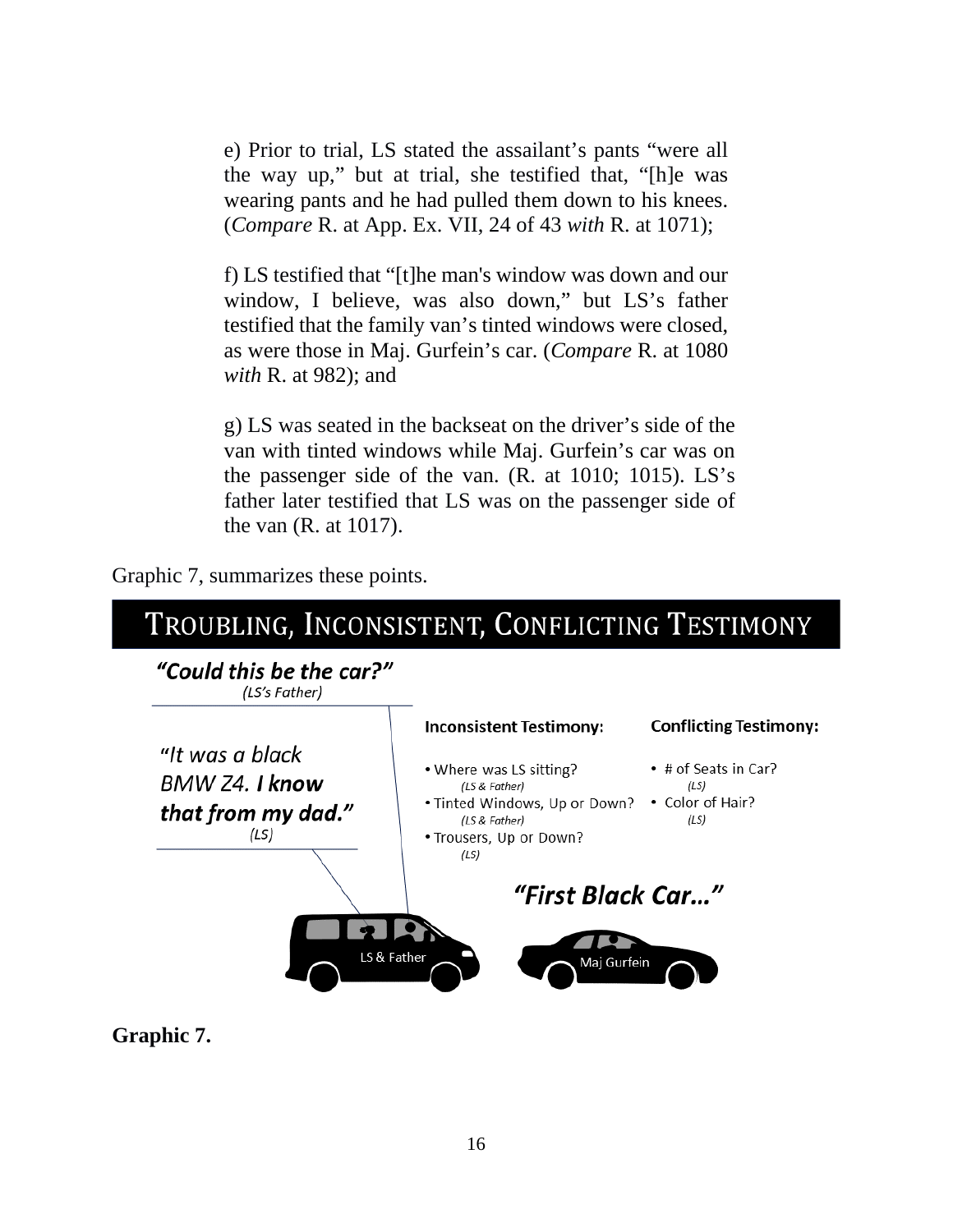e) Prior to trial, LS stated the assailant's pants "were all the way up," but at trial, she testified that, "[h]e was wearing pants and he had pulled them down to his knees. (*Compare* R. at App. Ex. VII, 24 of 43 *with* R. at 1071);

f) LS testified that "[t]he man's window was down and our window, I believe, was also down," but LS's father testified that the family van's tinted windows were closed, as were those in Maj. Gurfein's car. (*Compare* R. at 1080 *with* R. at 982); and

g) LS was seated in the backseat on the driver's side of the van with tinted windows while Maj. Gurfein's car was on the passenger side of the van. (R. at 1010; 1015). LS's father later testified that LS was on the passenger side of the van (R. at 1017).

Graphic 7, summarizes these points.

**TROUBLING, INCONSISTENT, CONFLICTING TESTIMONY**

***"Could this be the car?"***
*(LS's Father)*

*"It was a black BMW Z4. **I know that from my dad."***
*(LS)*

**Inconsistent Testimony:**

- Where was LS sitting? *(LS & Father)*
- Tinted Windows, Up or Down? *(LS & Father)*
- Trousers, Up or Down? *(LS)*

**Conflicting Testimony:**

- # of Seats in Car? *(LS)*
- Color of Hair? *(LS)*

***"First Black Car…"***

LS & Father

Maj Gurfein

**Graphic 7.**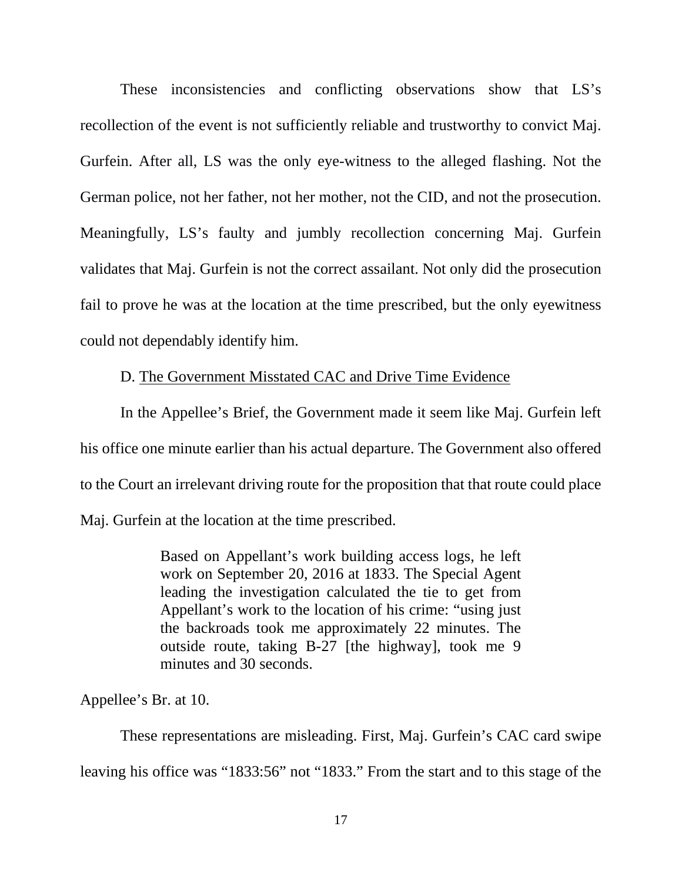These inconsistencies and conflicting observations show that LS's recollection of the event is not sufficiently reliable and trustworthy to convict Maj. Gurfein. After all, LS was the only eye-witness to the alleged flashing. Not the German police, not her father, not her mother, not the CID, and not the prosecution. Meaningfully, LS's faulty and jumbly recollection concerning Maj. Gurfein validates that Maj. Gurfein is not the correct assailant. Not only did the prosecution fail to prove he was at the location at the time prescribed, but the only eyewitness could not dependably identify him.

D. <u>The Government Misstated CAC and Drive Time Evidence</u>

In the Appellee's Brief, the Government made it seem like Maj. Gurfein left his office one minute earlier than his actual departure. The Government also offered to the Court an irrelevant driving route for the proposition that that route could place Maj. Gurfein at the location at the time prescribed.

> Based on Appellant's work building access logs, he left work on September 20, 2016 at 1833. The Special Agent leading the investigation calculated the tie to get from Appellant's work to the location of his crime: "using just the backroads took me approximately 22 minutes. The outside route, taking B-27 [the highway], took me 9 minutes and 30 seconds.

Appellee's Br. at 10.

These representations are misleading. First, Maj. Gurfein's CAC card swipe leaving his office was "1833:56" not "1833." From the start and to this stage of the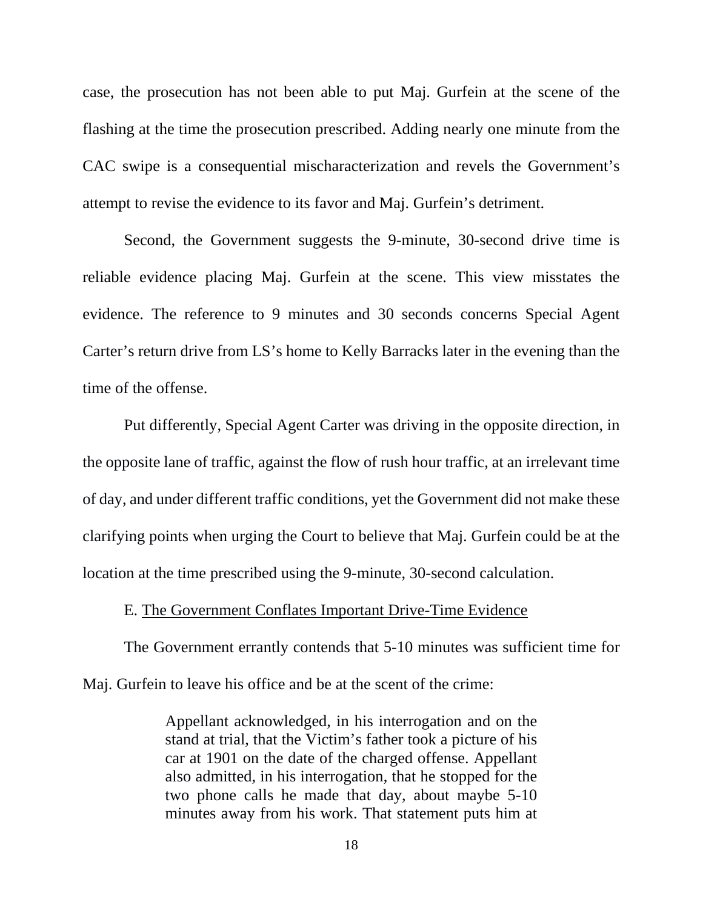case, the prosecution has not been able to put Maj. Gurfein at the scene of the flashing at the time the prosecution prescribed. Adding nearly one minute from the CAC swipe is a consequential mischaracterization and revels the Government's attempt to revise the evidence to its favor and Maj. Gurfein's detriment.

Second, the Government suggests the 9-minute, 30-second drive time is reliable evidence placing Maj. Gurfein at the scene. This view misstates the evidence. The reference to 9 minutes and 30 seconds concerns Special Agent Carter's return drive from LS's home to Kelly Barracks later in the evening than the time of the offense.

Put differently, Special Agent Carter was driving in the opposite direction, in the opposite lane of traffic, against the flow of rush hour traffic, at an irrelevant time of day, and under different traffic conditions, yet the Government did not make these clarifying points when urging the Court to believe that Maj. Gurfein could be at the location at the time prescribed using the 9-minute, 30-second calculation.

E. <u>The Government Conflates Important Drive-Time Evidence</u>

The Government errantly contends that 5-10 minutes was sufficient time for Maj. Gurfein to leave his office and be at the scent of the crime:

> Appellant acknowledged, in his interrogation and on the stand at trial, that the Victim's father took a picture of his car at 1901 on the date of the charged offense. Appellant also admitted, in his interrogation, that he stopped for the two phone calls he made that day, about maybe 5-10 minutes away from his work. That statement puts him at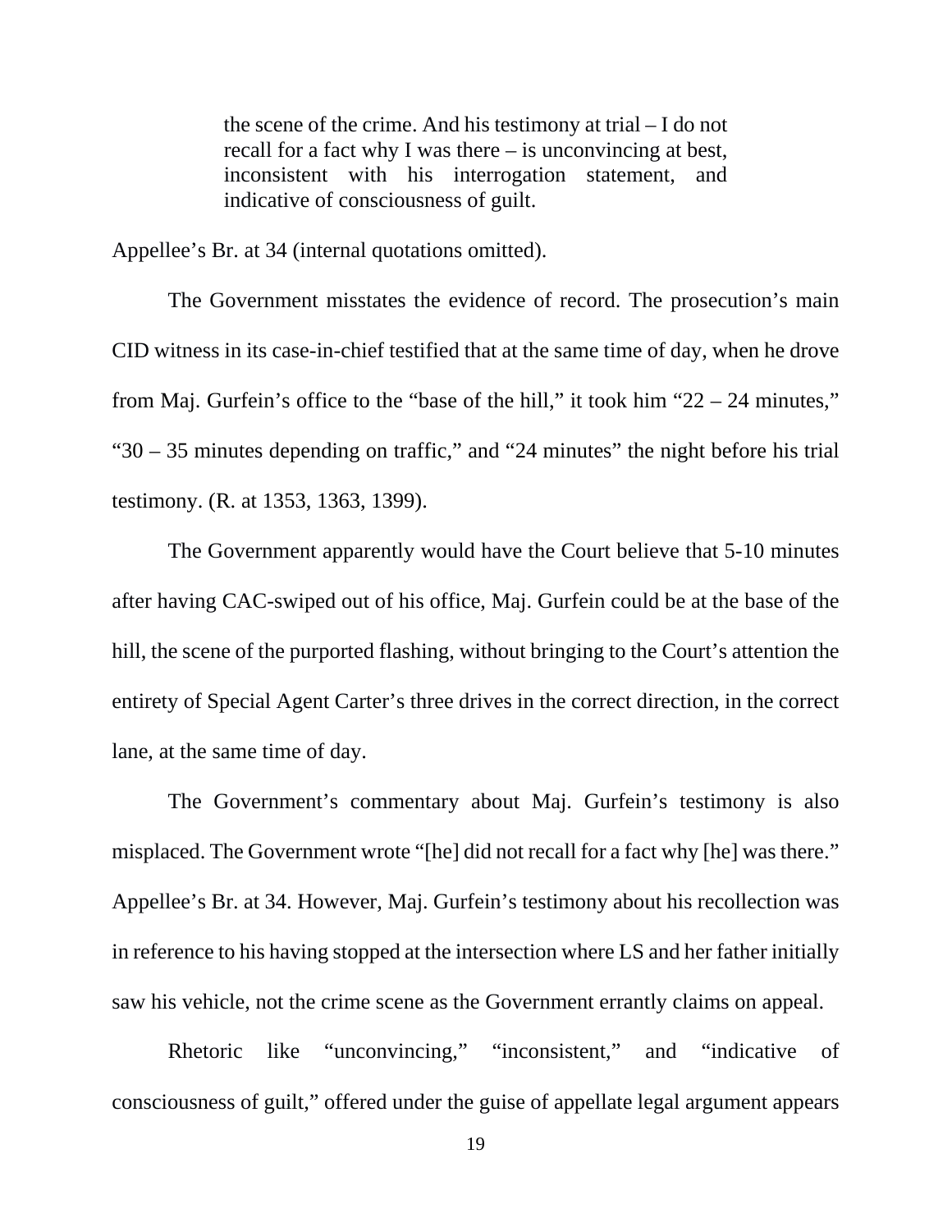> the scene of the crime. And his testimony at trial – I do not recall for a fact why I was there – is unconvincing at best, inconsistent with his interrogation statement, and indicative of consciousness of guilt.

Appellee's Br. at 34 (internal quotations omitted).

The Government misstates the evidence of record. The prosecution's main CID witness in its case-in-chief testified that at the same time of day, when he drove from Maj. Gurfein's office to the "base of the hill," it took him "22 – 24 minutes," "30 – 35 minutes depending on traffic," and "24 minutes" the night before his trial testimony. (R. at 1353, 1363, 1399).

The Government apparently would have the Court believe that 5-10 minutes after having CAC-swiped out of his office, Maj. Gurfein could be at the base of the hill, the scene of the purported flashing, without bringing to the Court's attention the entirety of Special Agent Carter's three drives in the correct direction, in the correct lane, at the same time of day.

The Government's commentary about Maj. Gurfein's testimony is also misplaced. The Government wrote "[he] did not recall for a fact why [he] was there." Appellee's Br. at 34. However, Maj. Gurfein's testimony about his recollection was in reference to his having stopped at the intersection where LS and her father initially saw his vehicle, not the crime scene as the Government errantly claims on appeal.

Rhetoric like "unconvincing," "inconsistent," and "indicative of consciousness of guilt," offered under the guise of appellate legal argument appears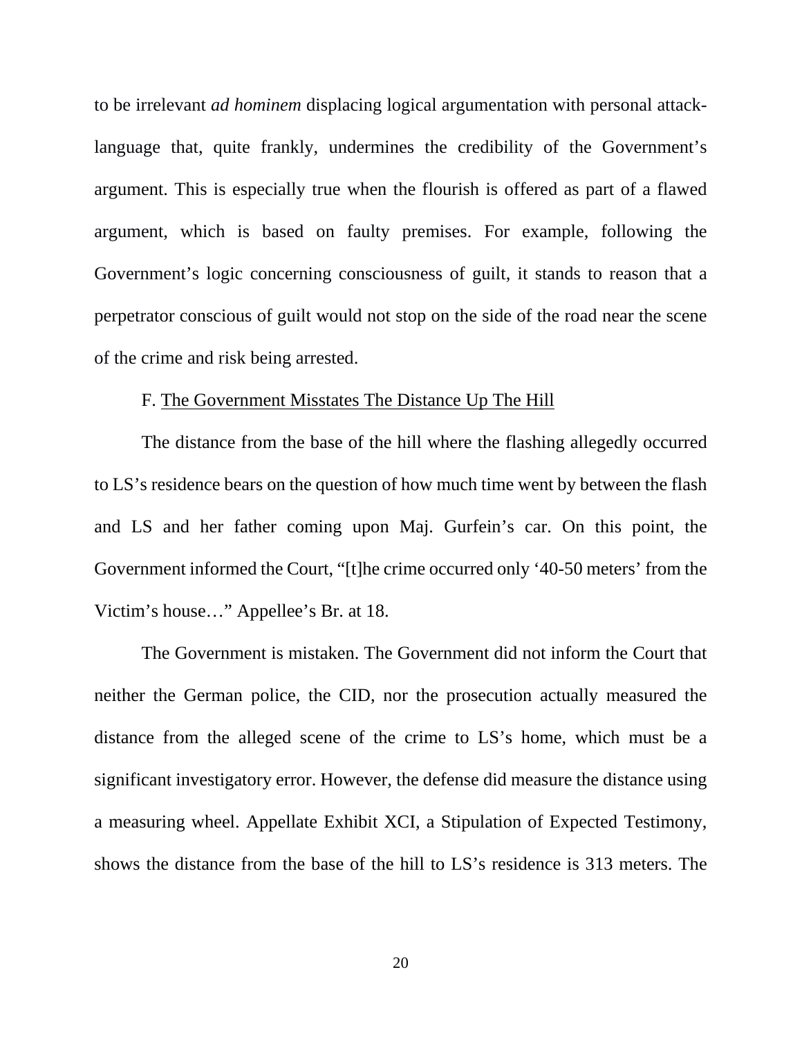to be irrelevant *ad hominem* displacing logical argumentation with personal attack-language that, quite frankly, undermines the credibility of the Government's argument. This is especially true when the flourish is offered as part of a flawed argument, which is based on faulty premises. For example, following the Government's logic concerning consciousness of guilt, it stands to reason that a perpetrator conscious of guilt would not stop on the side of the road near the scene of the crime and risk being arrested.

F. <u>The Government Misstates The Distance Up The Hill</u>

The distance from the base of the hill where the flashing allegedly occurred to LS's residence bears on the question of how much time went by between the flash and LS and her father coming upon Maj. Gurfein's car. On this point, the Government informed the Court, "[t]he crime occurred only '40-50 meters' from the Victim's house…" Appellee's Br. at 18.

The Government is mistaken. The Government did not inform the Court that neither the German police, the CID, nor the prosecution actually measured the distance from the alleged scene of the crime to LS's home, which must be a significant investigatory error. However, the defense did measure the distance using a measuring wheel. Appellate Exhibit XCI, a Stipulation of Expected Testimony, shows the distance from the base of the hill to LS's residence is 313 meters. The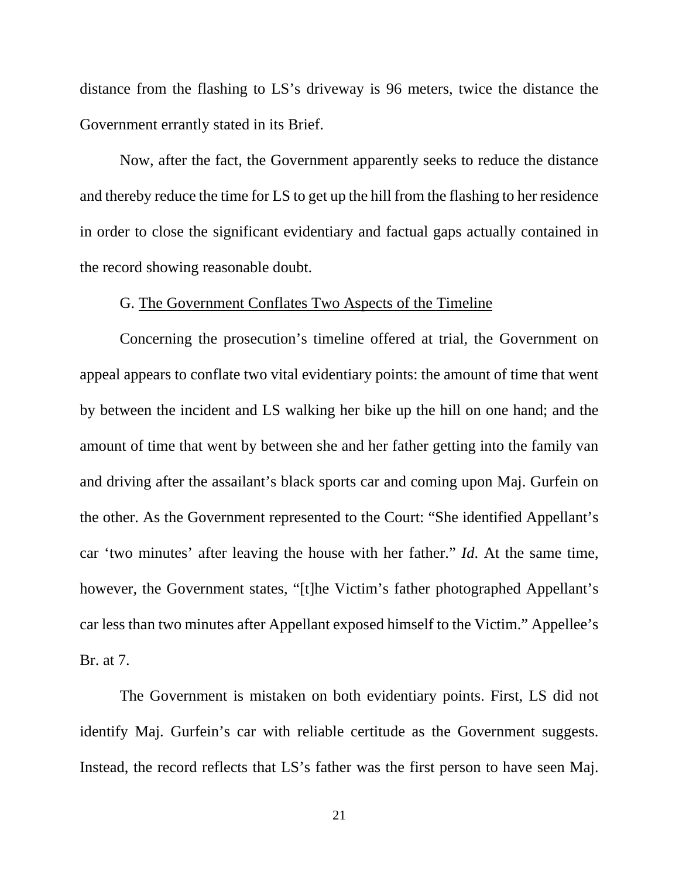distance from the flashing to LS's driveway is 96 meters, twice the distance the Government errantly stated in its Brief.

Now, after the fact, the Government apparently seeks to reduce the distance and thereby reduce the time for LS to get up the hill from the flashing to her residence in order to close the significant evidentiary and factual gaps actually contained in the record showing reasonable doubt.

G. <u>The Government Conflates Two Aspects of the Timeline</u>

Concerning the prosecution's timeline offered at trial, the Government on appeal appears to conflate two vital evidentiary points: the amount of time that went by between the incident and LS walking her bike up the hill on one hand; and the amount of time that went by between she and her father getting into the family van and driving after the assailant's black sports car and coming upon Maj. Gurfein on the other. As the Government represented to the Court: "She identified Appellant's car 'two minutes' after leaving the house with her father." *Id*. At the same time, however, the Government states, "[t]he Victim's father photographed Appellant's car less than two minutes after Appellant exposed himself to the Victim." Appellee's Br. at 7.

The Government is mistaken on both evidentiary points. First, LS did not identify Maj. Gurfein's car with reliable certitude as the Government suggests. Instead, the record reflects that LS's father was the first person to have seen Maj.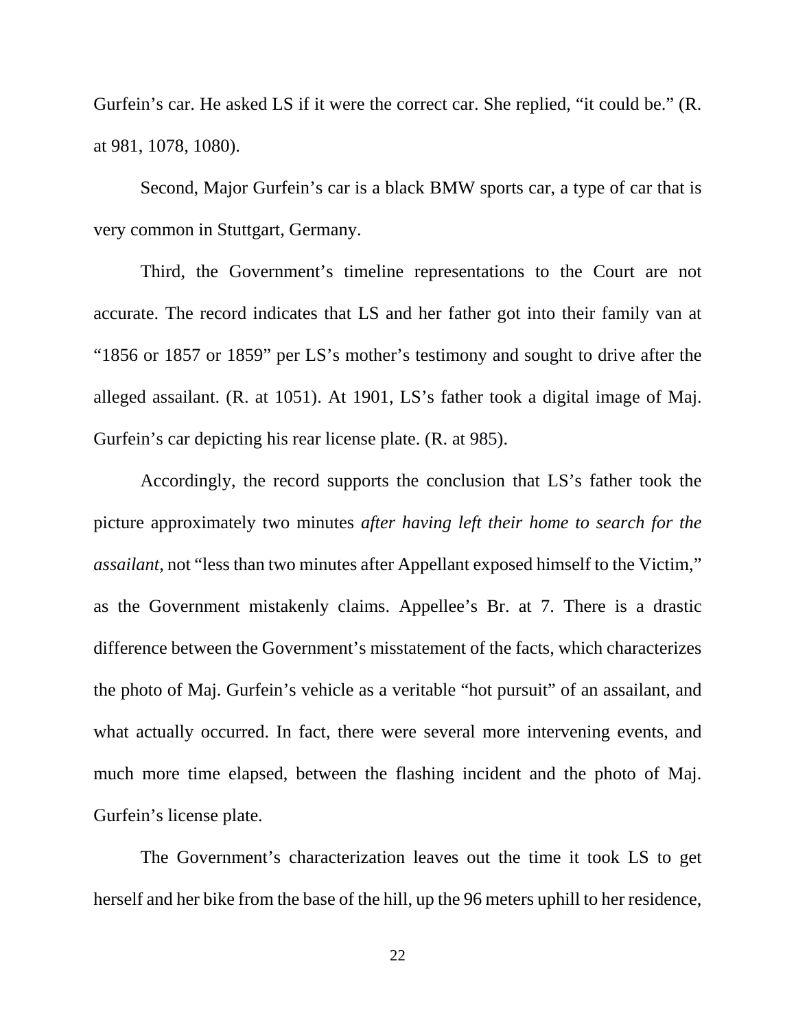Gurfein's car. He asked LS if it were the correct car. She replied, "it could be." (R. at 981, 1078, 1080).

Second, Major Gurfein's car is a black BMW sports car, a type of car that is very common in Stuttgart, Germany.

Third, the Government's timeline representations to the Court are not accurate. The record indicates that LS and her father got into their family van at "1856 or 1857 or 1859" per LS's mother's testimony and sought to drive after the alleged assailant. (R. at 1051). At 1901, LS's father took a digital image of Maj. Gurfein's car depicting his rear license plate. (R. at 985).

Accordingly, the record supports the conclusion that LS's father took the picture approximately two minutes *after having left their home to search for the assailant,* not "less than two minutes after Appellant exposed himself to the Victim," as the Government mistakenly claims. Appellee's Br. at 7. There is a drastic difference between the Government's misstatement of the facts, which characterizes the photo of Maj. Gurfein's vehicle as a veritable "hot pursuit" of an assailant, and what actually occurred. In fact, there were several more intervening events, and much more time elapsed, between the flashing incident and the photo of Maj. Gurfein's license plate.

The Government's characterization leaves out the time it took LS to get herself and her bike from the base of the hill, up the 96 meters uphill to her residence,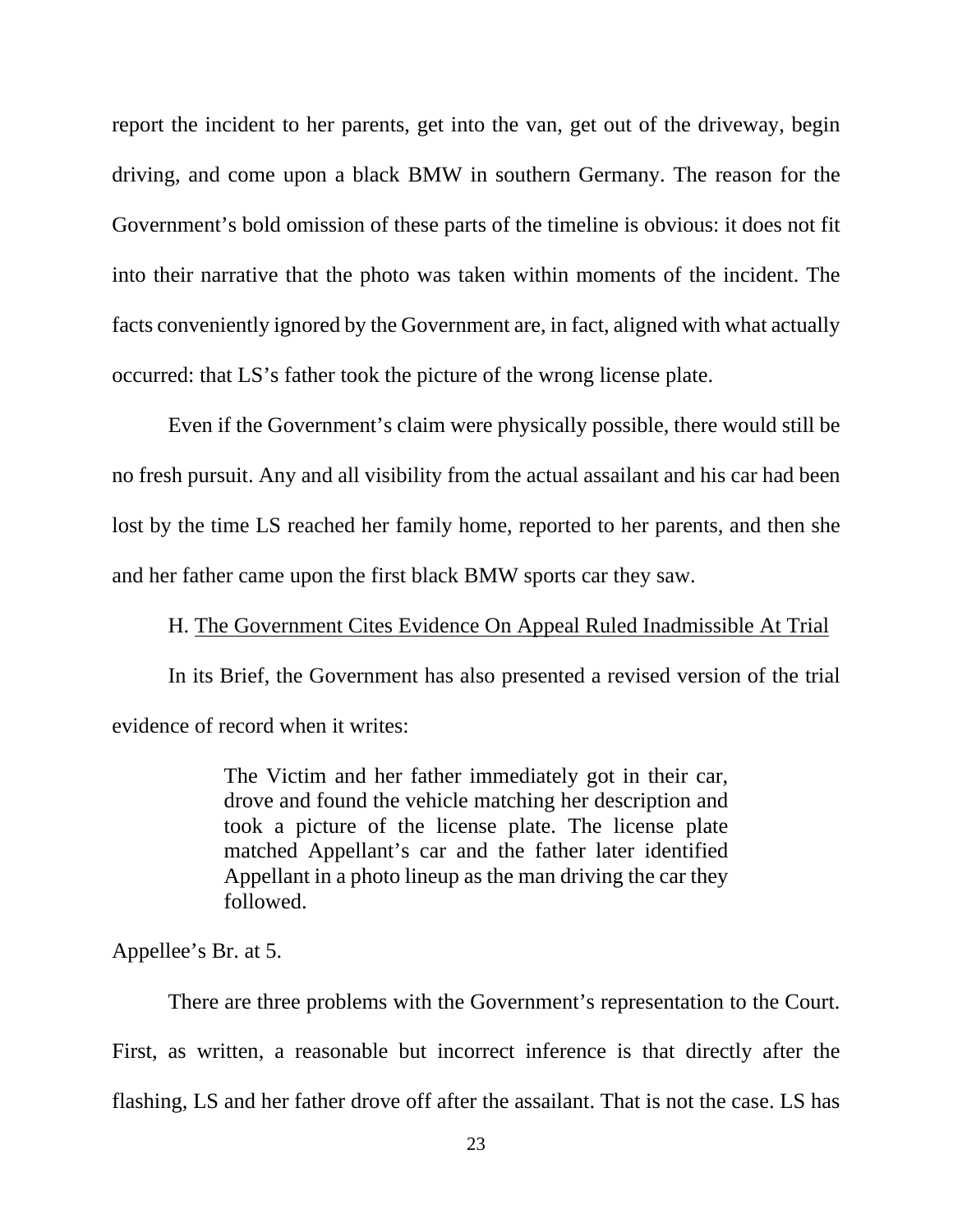report the incident to her parents, get into the van, get out of the driveway, begin driving, and come upon a black BMW in southern Germany. The reason for the Government's bold omission of these parts of the timeline is obvious: it does not fit into their narrative that the photo was taken within moments of the incident. The facts conveniently ignored by the Government are, in fact, aligned with what actually occurred: that LS's father took the picture of the wrong license plate.

Even if the Government's claim were physically possible, there would still be no fresh pursuit. Any and all visibility from the actual assailant and his car had been lost by the time LS reached her family home, reported to her parents, and then she and her father came upon the first black BMW sports car they saw.

H. <u>The Government Cites Evidence On Appeal Ruled Inadmissible At Trial</u>

In its Brief, the Government has also presented a revised version of the trial evidence of record when it writes:

> The Victim and her father immediately got in their car, drove and found the vehicle matching her description and took a picture of the license plate. The license plate matched Appellant's car and the father later identified Appellant in a photo lineup as the man driving the car they followed.

Appellee's Br. at 5.

There are three problems with the Government's representation to the Court. First, as written, a reasonable but incorrect inference is that directly after the flashing, LS and her father drove off after the assailant. That is not the case. LS has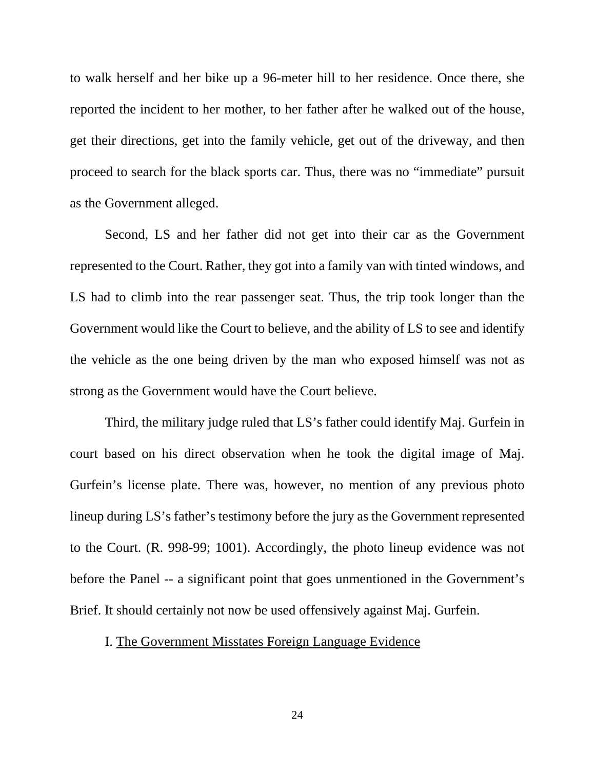to walk herself and her bike up a 96-meter hill to her residence. Once there, she reported the incident to her mother, to her father after he walked out of the house, get their directions, get into the family vehicle, get out of the driveway, and then proceed to search for the black sports car. Thus, there was no "immediate" pursuit as the Government alleged.

Second, LS and her father did not get into their car as the Government represented to the Court. Rather, they got into a family van with tinted windows, and LS had to climb into the rear passenger seat. Thus, the trip took longer than the Government would like the Court to believe, and the ability of LS to see and identify the vehicle as the one being driven by the man who exposed himself was not as strong as the Government would have the Court believe.

Third, the military judge ruled that LS's father could identify Maj. Gurfein in court based on his direct observation when he took the digital image of Maj. Gurfein's license plate. There was, however, no mention of any previous photo lineup during LS's father's testimony before the jury as the Government represented to the Court. (R. 998-99; 1001). Accordingly, the photo lineup evidence was not before the Panel -- a significant point that goes unmentioned in the Government's Brief. It should certainly not now be used offensively against Maj. Gurfein.

I. <u>The Government Misstates Foreign Language Evidence</u>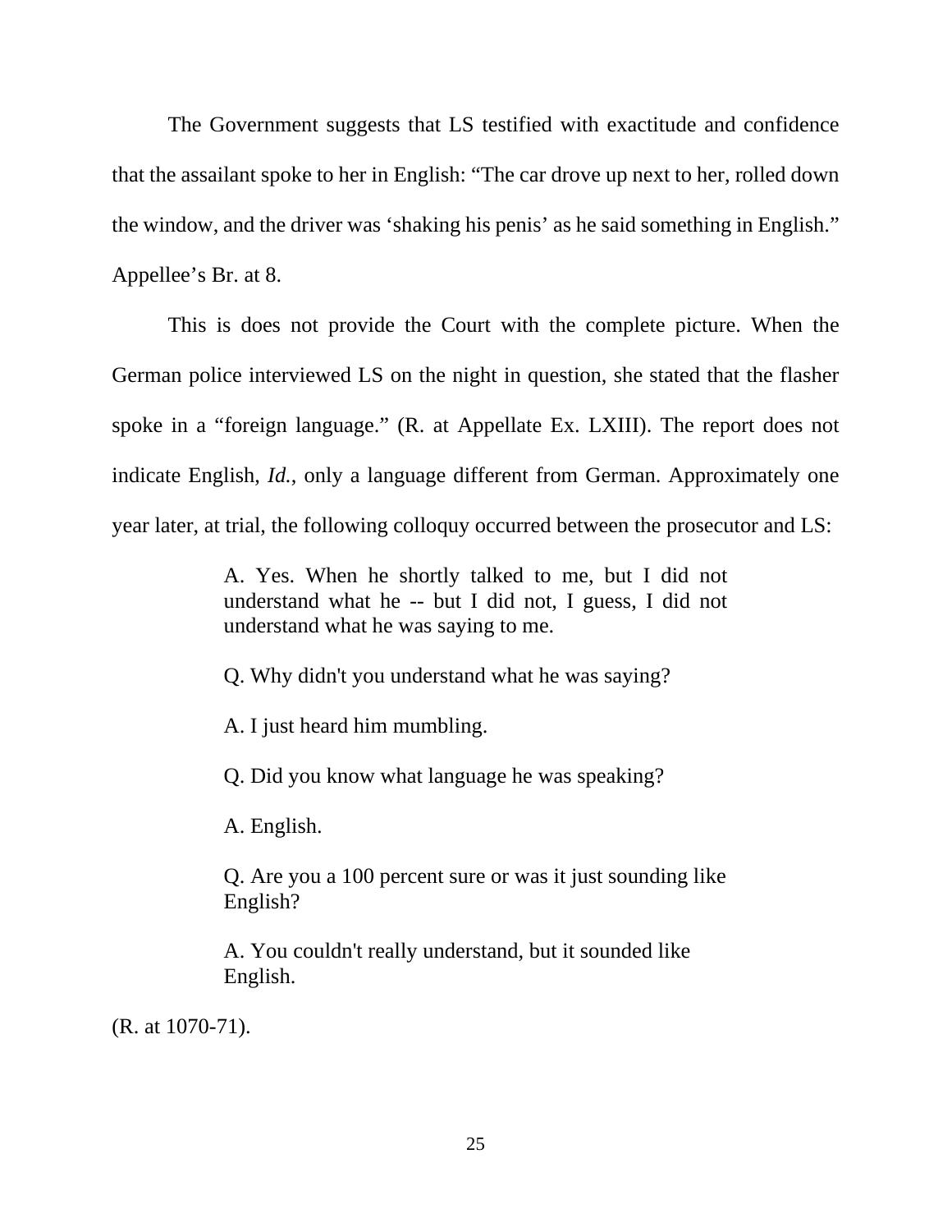The Government suggests that LS testified with exactitude and confidence that the assailant spoke to her in English: "The car drove up next to her, rolled down the window, and the driver was 'shaking his penis' as he said something in English." Appellee's Br. at 8.

This is does not provide the Court with the complete picture. When the German police interviewed LS on the night in question, she stated that the flasher spoke in a "foreign language." (R. at Appellate Ex. LXIII). The report does not indicate English, *Id.*, only a language different from German. Approximately one year later, at trial, the following colloquy occurred between the prosecutor and LS:

> A. Yes. When he shortly talked to me, but I did not understand what he -- but I did not, I guess, I did not understand what he was saying to me.
>
> Q. Why didn't you understand what he was saying?
>
> A. I just heard him mumbling.
>
> Q. Did you know what language he was speaking?
>
> A. English.
>
> Q. Are you a 100 percent sure or was it just sounding like English?
>
> A. You couldn't really understand, but it sounded like English.

(R. at 1070-71).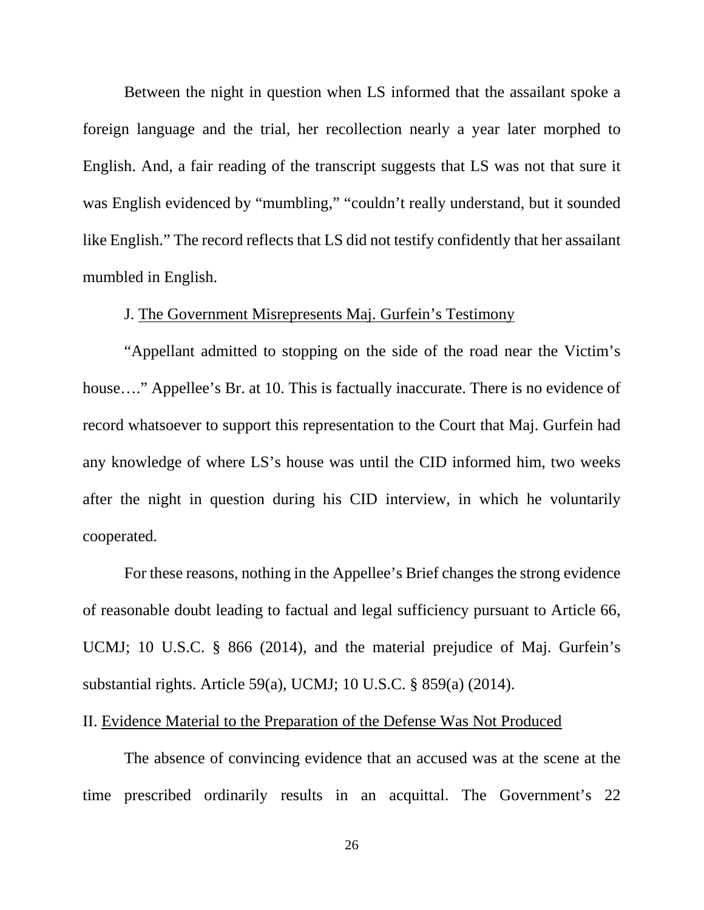Between the night in question when LS informed that the assailant spoke a foreign language and the trial, her recollection nearly a year later morphed to English. And, a fair reading of the transcript suggests that LS was not that sure it was English evidenced by "mumbling," "couldn't really understand, but it sounded like English." The record reflects that LS did not testify confidently that her assailant mumbled in English.

J. <u>The Government Misrepresents Maj. Gurfein's Testimony</u>

"Appellant admitted to stopping on the side of the road near the Victim's house…." Appellee's Br. at 10. This is factually inaccurate. There is no evidence of record whatsoever to support this representation to the Court that Maj. Gurfein had any knowledge of where LS's house was until the CID informed him, two weeks after the night in question during his CID interview, in which he voluntarily cooperated.

For these reasons, nothing in the Appellee's Brief changes the strong evidence of reasonable doubt leading to factual and legal sufficiency pursuant to Article 66, UCMJ; 10 U.S.C. § 866 (2014), and the material prejudice of Maj. Gurfein's substantial rights. Article 59(a), UCMJ; 10 U.S.C. § 859(a) (2014).

II. <u>Evidence Material to the Preparation of the Defense Was Not Produced</u>

The absence of convincing evidence that an accused was at the scene at the time prescribed ordinarily results in an acquittal. The Government's 22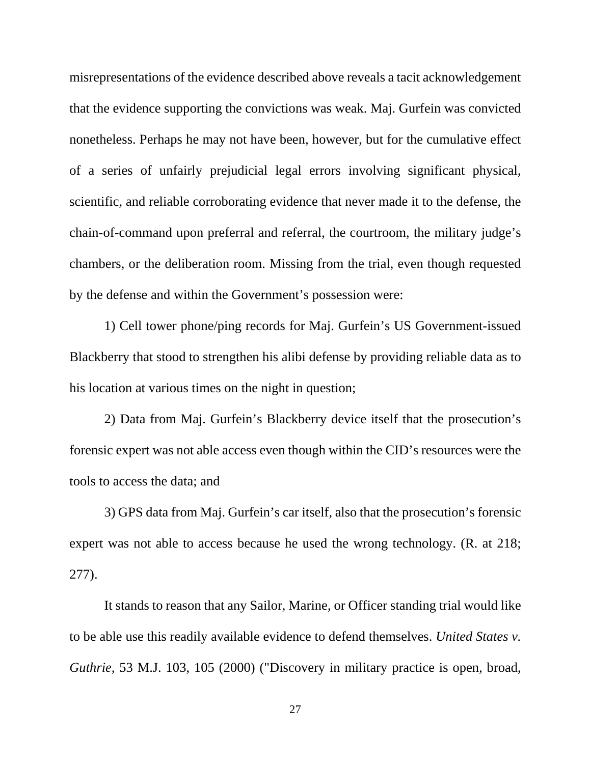misrepresentations of the evidence described above reveals a tacit acknowledgement that the evidence supporting the convictions was weak. Maj. Gurfein was convicted nonetheless. Perhaps he may not have been, however, but for the cumulative effect of a series of unfairly prejudicial legal errors involving significant physical, scientific, and reliable corroborating evidence that never made it to the defense, the chain-of-command upon preferral and referral, the courtroom, the military judge's chambers, or the deliberation room. Missing from the trial, even though requested by the defense and within the Government's possession were:

1) Cell tower phone/ping records for Maj. Gurfein's US Government-issued Blackberry that stood to strengthen his alibi defense by providing reliable data as to his location at various times on the night in question;

2) Data from Maj. Gurfein's Blackberry device itself that the prosecution's forensic expert was not able access even though within the CID's resources were the tools to access the data; and

3) GPS data from Maj. Gurfein's car itself, also that the prosecution's forensic expert was not able to access because he used the wrong technology. (R. at 218; 277).

It stands to reason that any Sailor, Marine, or Officer standing trial would like to be able use this readily available evidence to defend themselves. *United States v. Guthrie,* 53 M.J. 103, 105 (2000) ("Discovery in military practice is open, broad,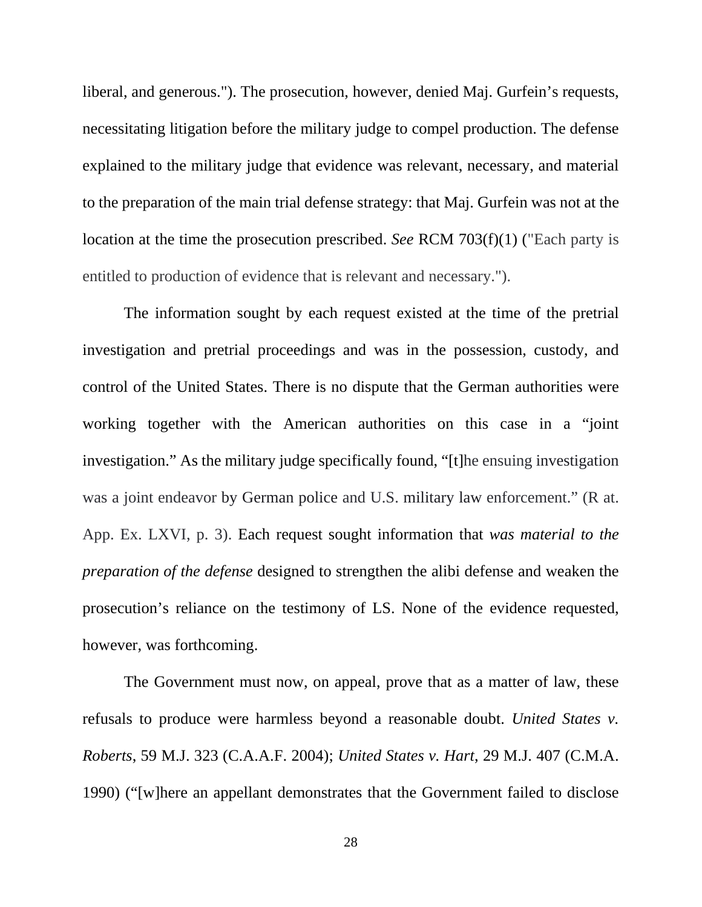liberal, and generous."). The prosecution, however, denied Maj. Gurfein's requests, necessitating litigation before the military judge to compel production. The defense explained to the military judge that evidence was relevant, necessary, and material to the preparation of the main trial defense strategy: that Maj. Gurfein was not at the location at the time the prosecution prescribed. *See* RCM 703(f)(1) ("Each party is entitled to production of evidence that is relevant and necessary.").

The information sought by each request existed at the time of the pretrial investigation and pretrial proceedings and was in the possession, custody, and control of the United States. There is no dispute that the German authorities were working together with the American authorities on this case in a "joint investigation." As the military judge specifically found, "[t]he ensuing investigation was a joint endeavor by German police and U.S. military law enforcement." (R at. App. Ex. LXVI, p. 3). Each request sought information that *was material to the preparation of the defense* designed to strengthen the alibi defense and weaken the prosecution's reliance on the testimony of LS. None of the evidence requested, however, was forthcoming.

The Government must now, on appeal, prove that as a matter of law, these refusals to produce were harmless beyond a reasonable doubt. *United States v. Roberts*, 59 M.J. 323 (C.A.A.F. 2004); *United States v. Hart*, 29 M.J. 407 (C.M.A. 1990) ("[w]here an appellant demonstrates that the Government failed to disclose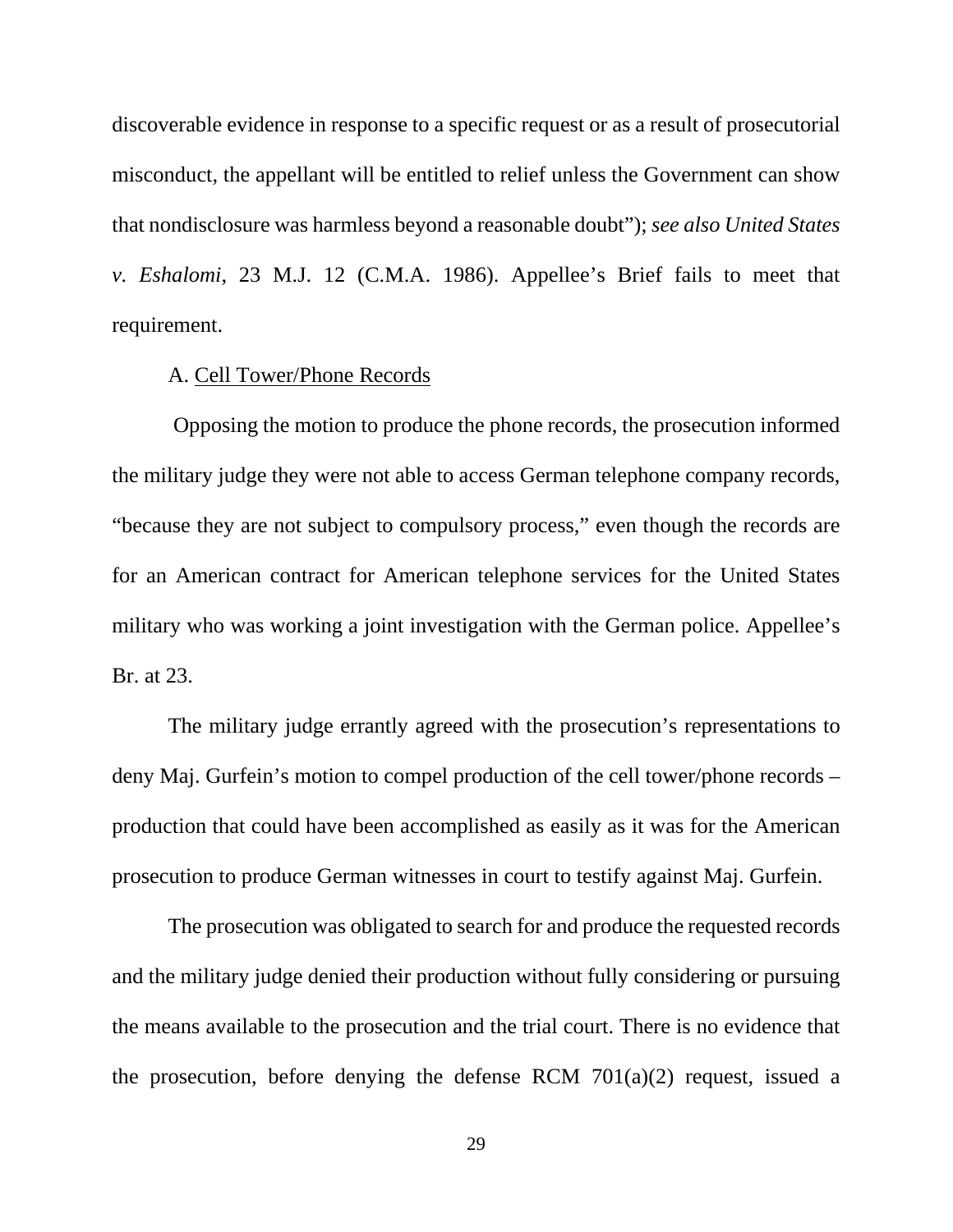discoverable evidence in response to a specific request or as a result of prosecutorial misconduct, the appellant will be entitled to relief unless the Government can show that nondisclosure was harmless beyond a reasonable doubt"); *see also United States v. Eshalomi*, 23 M.J. 12 (C.M.A. 1986). Appellee's Brief fails to meet that requirement.

A. Cell Tower/Phone Records

Opposing the motion to produce the phone records, the prosecution informed the military judge they were not able to access German telephone company records, "because they are not subject to compulsory process," even though the records are for an American contract for American telephone services for the United States military who was working a joint investigation with the German police. Appellee's Br. at 23.

The military judge errantly agreed with the prosecution's representations to deny Maj. Gurfein's motion to compel production of the cell tower/phone records – production that could have been accomplished as easily as it was for the American prosecution to produce German witnesses in court to testify against Maj. Gurfein.

The prosecution was obligated to search for and produce the requested records and the military judge denied their production without fully considering or pursuing the means available to the prosecution and the trial court. There is no evidence that the prosecution, before denying the defense RCM 701(a)(2) request, issued a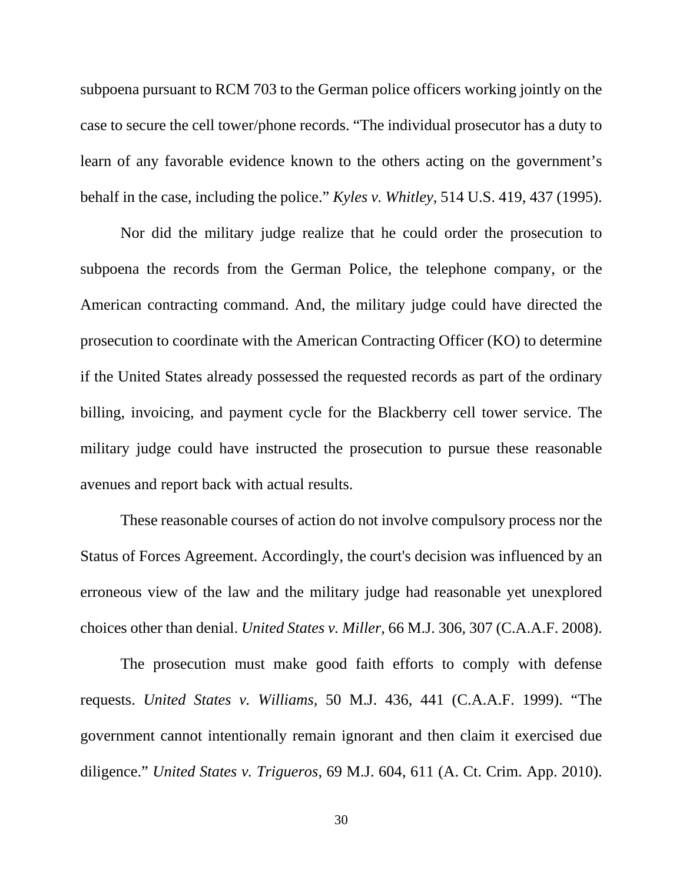subpoena pursuant to RCM 703 to the German police officers working jointly on the case to secure the cell tower/phone records. "The individual prosecutor has a duty to learn of any favorable evidence known to the others acting on the government's behalf in the case, including the police." *Kyles v. Whitley*, 514 U.S. 419, 437 (1995).

Nor did the military judge realize that he could order the prosecution to subpoena the records from the German Police, the telephone company, or the American contracting command. And, the military judge could have directed the prosecution to coordinate with the American Contracting Officer (KO) to determine if the United States already possessed the requested records as part of the ordinary billing, invoicing, and payment cycle for the Blackberry cell tower service. The military judge could have instructed the prosecution to pursue these reasonable avenues and report back with actual results.

These reasonable courses of action do not involve compulsory process nor the Status of Forces Agreement. Accordingly, the court's decision was influenced by an erroneous view of the law and the military judge had reasonable yet unexplored choices other than denial. *United States v. Miller*, 66 M.J. 306, 307 (C.A.A.F. 2008).

The prosecution must make good faith efforts to comply with defense requests. *United States v. Williams*, 50 M.J. 436, 441 (C.A.A.F. 1999). "The government cannot intentionally remain ignorant and then claim it exercised due diligence." *United States v. Trigueros*, 69 M.J. 604, 611 (A. Ct. Crim. App. 2010).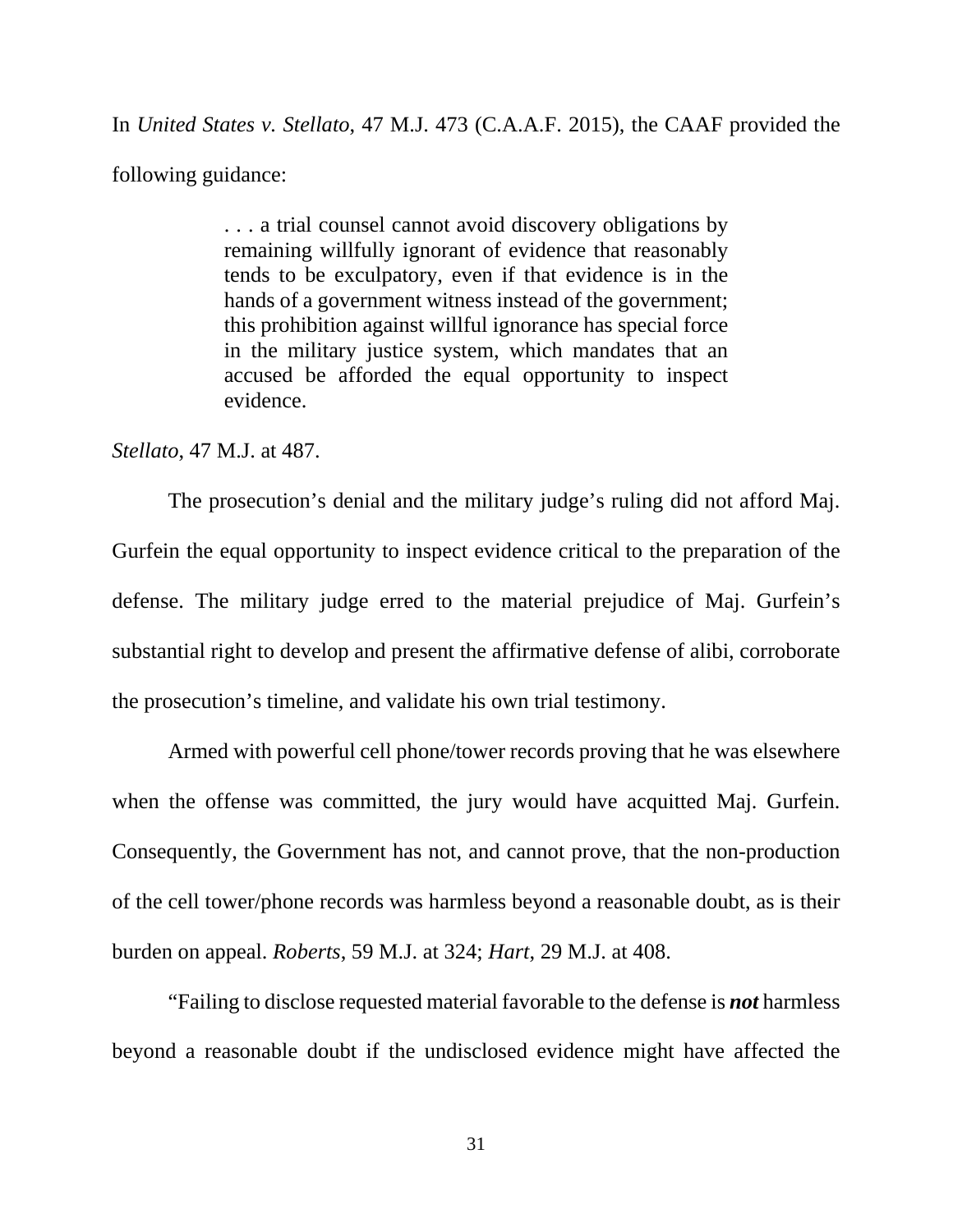In *United States v. Stellato*, 47 M.J. 473 (C.A.A.F. 2015), the CAAF provided the following guidance:

> . . . a trial counsel cannot avoid discovery obligations by remaining willfully ignorant of evidence that reasonably tends to be exculpatory, even if that evidence is in the hands of a government witness instead of the government; this prohibition against willful ignorance has special force in the military justice system, which mandates that an accused be afforded the equal opportunity to inspect evidence.

*Stellato*, 47 M.J. at 487.

The prosecution's denial and the military judge's ruling did not afford Maj. Gurfein the equal opportunity to inspect evidence critical to the preparation of the defense. The military judge erred to the material prejudice of Maj. Gurfein's substantial right to develop and present the affirmative defense of alibi, corroborate the prosecution's timeline, and validate his own trial testimony.

Armed with powerful cell phone/tower records proving that he was elsewhere when the offense was committed, the jury would have acquitted Maj. Gurfein. Consequently, the Government has not, and cannot prove, that the non-production of the cell tower/phone records was harmless beyond a reasonable doubt, as is their burden on appeal. *Roberts*, 59 M.J. at 324; *Hart*, 29 M.J. at 408.

"Failing to disclose requested material favorable to the defense is ***not*** harmless beyond a reasonable doubt if the undisclosed evidence might have affected the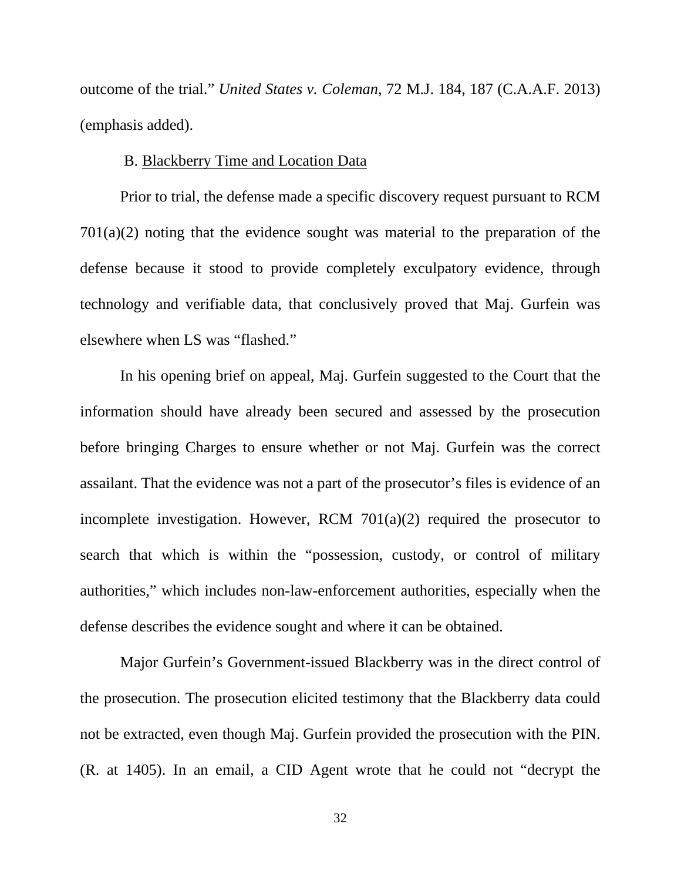outcome of the trial." *United States v. Coleman*, 72 M.J. 184, 187 (C.A.A.F. 2013) (emphasis added).

B. Blackberry Time and Location Data

Prior to trial, the defense made a specific discovery request pursuant to RCM 701(a)(2) noting that the evidence sought was material to the preparation of the defense because it stood to provide completely exculpatory evidence, through technology and verifiable data, that conclusively proved that Maj. Gurfein was elsewhere when LS was "flashed."

In his opening brief on appeal, Maj. Gurfein suggested to the Court that the information should have already been secured and assessed by the prosecution before bringing Charges to ensure whether or not Maj. Gurfein was the correct assailant. That the evidence was not a part of the prosecutor's files is evidence of an incomplete investigation. However, RCM 701(a)(2) required the prosecutor to search that which is within the "possession, custody, or control of military authorities," which includes non-law-enforcement authorities, especially when the defense describes the evidence sought and where it can be obtained.

Major Gurfein's Government-issued Blackberry was in the direct control of the prosecution. The prosecution elicited testimony that the Blackberry data could not be extracted, even though Maj. Gurfein provided the prosecution with the PIN. (R. at 1405). In an email, a CID Agent wrote that he could not "decrypt the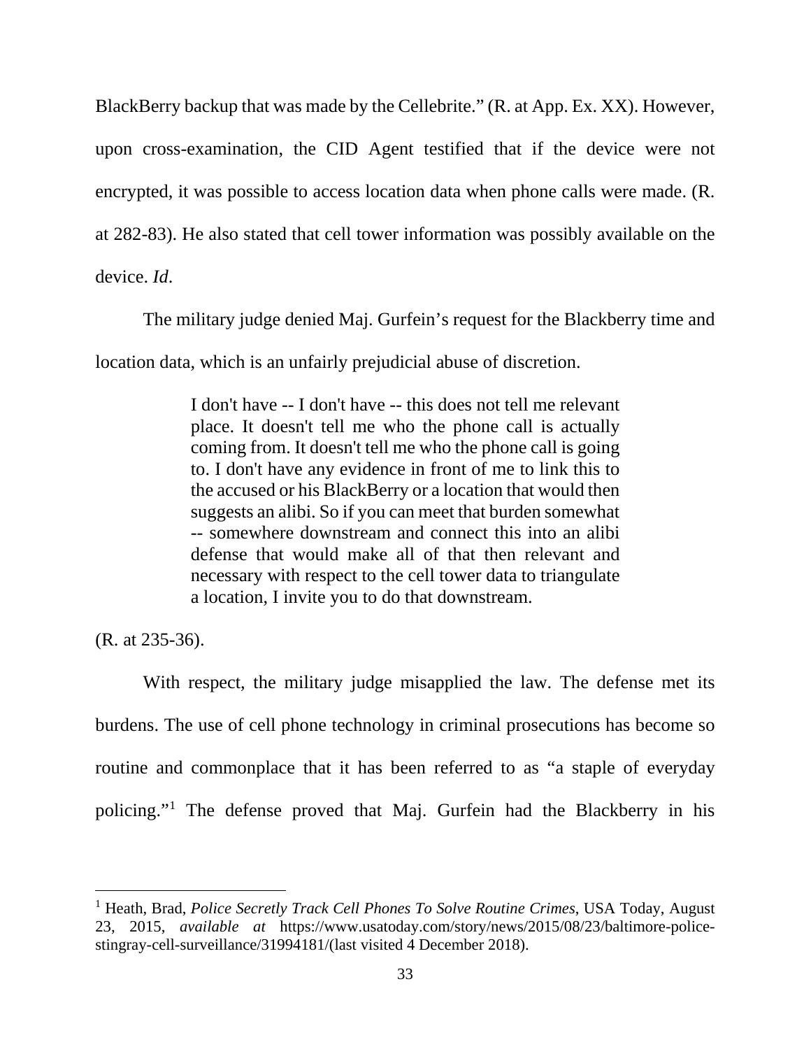BlackBerry backup that was made by the Cellebrite." (R. at App. Ex. XX). However, upon cross-examination, the CID Agent testified that if the device were not encrypted, it was possible to access location data when phone calls were made. (R. at 282-83). He also stated that cell tower information was possibly available on the device. *Id*.

The military judge denied Maj. Gurfein's request for the Blackberry time and location data, which is an unfairly prejudicial abuse of discretion.

> I don't have -- I don't have -- this does not tell me relevant place. It doesn't tell me who the phone call is actually coming from. It doesn't tell me who the phone call is going to. I don't have any evidence in front of me to link this to the accused or his BlackBerry or a location that would then suggests an alibi. So if you can meet that burden somewhat -- somewhere downstream and connect this into an alibi defense that would make all of that then relevant and necessary with respect to the cell tower data to triangulate a location, I invite you to do that downstream.

(R. at 235-36).

With respect, the military judge misapplied the law. The defense met its burdens. The use of cell phone technology in criminal prosecutions has become so routine and commonplace that it has been referred to as "a staple of everyday policing."[1] The defense proved that Maj. Gurfein had the Blackberry in his

[1] Heath, Brad, *Police Secretly Track Cell Phones To Solve Routine Crimes*, USA Today, August 23, 2015, *available at* https://www.usatoday.com/story/news/2015/08/23/baltimore-police-stingray-cell-surveillance/31994181/(last visited 4 December 2018).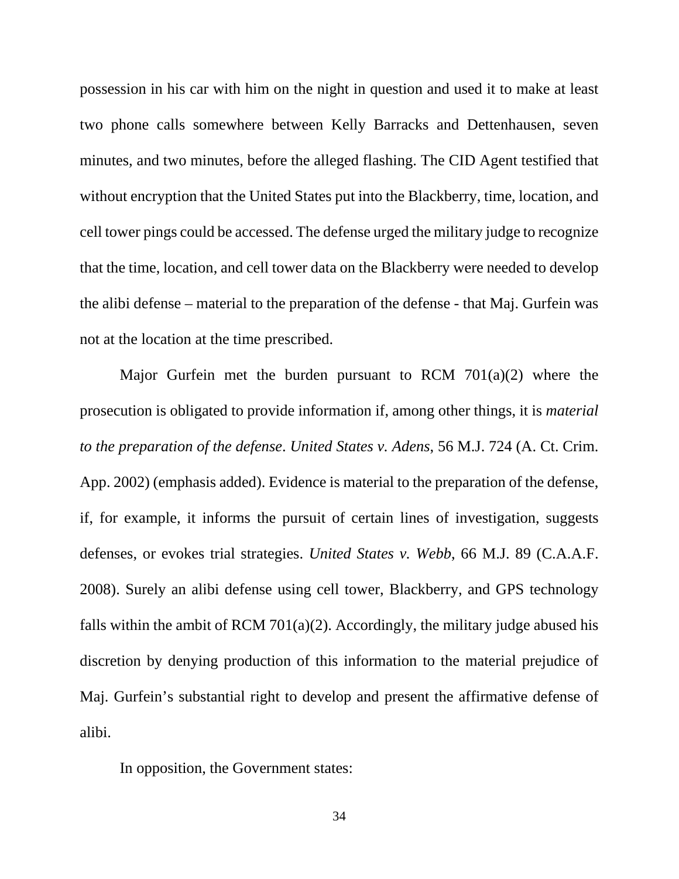possession in his car with him on the night in question and used it to make at least two phone calls somewhere between Kelly Barracks and Dettenhausen, seven minutes, and two minutes, before the alleged flashing. The CID Agent testified that without encryption that the United States put into the Blackberry, time, location, and cell tower pings could be accessed. The defense urged the military judge to recognize that the time, location, and cell tower data on the Blackberry were needed to develop the alibi defense – material to the preparation of the defense - that Maj. Gurfein was not at the location at the time prescribed.

Major Gurfein met the burden pursuant to RCM 701(a)(2) where the prosecution is obligated to provide information if, among other things, it is *material to the preparation of the defense*. *United States v. Adens*, 56 M.J. 724 (A. Ct. Crim. App. 2002) (emphasis added). Evidence is material to the preparation of the defense, if, for example, it informs the pursuit of certain lines of investigation, suggests defenses, or evokes trial strategies. *United States v. Webb*, 66 M.J. 89 (C.A.A.F. 2008). Surely an alibi defense using cell tower, Blackberry, and GPS technology falls within the ambit of RCM 701(a)(2). Accordingly, the military judge abused his discretion by denying production of this information to the material prejudice of Maj. Gurfein's substantial right to develop and present the affirmative defense of alibi.

In opposition, the Government states: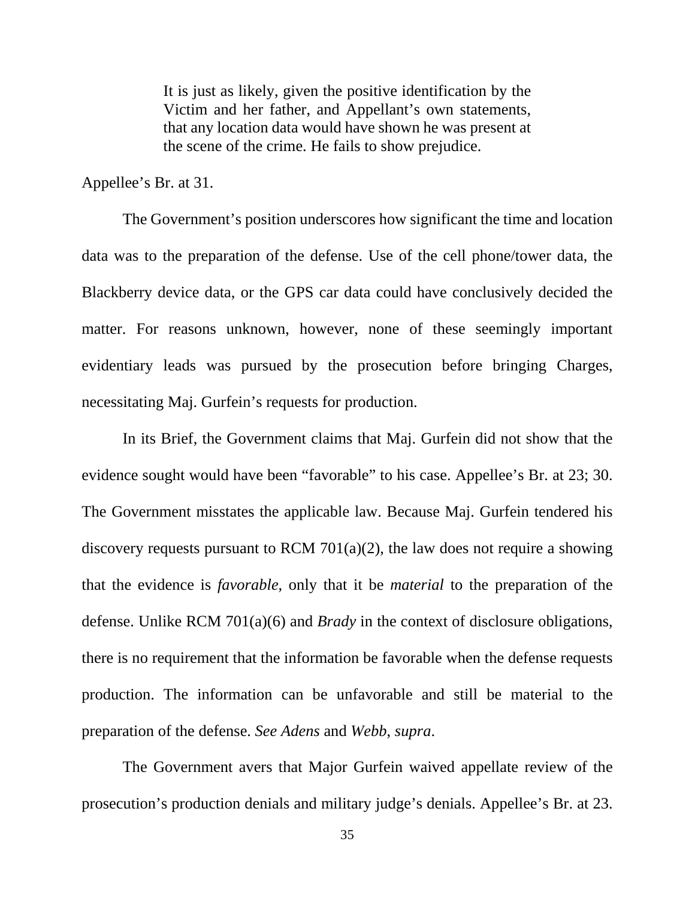> It is just as likely, given the positive identification by the Victim and her father, and Appellant's own statements, that any location data would have shown he was present at the scene of the crime. He fails to show prejudice.

Appellee's Br. at 31.

The Government's position underscores how significant the time and location data was to the preparation of the defense. Use of the cell phone/tower data, the Blackberry device data, or the GPS car data could have conclusively decided the matter. For reasons unknown, however, none of these seemingly important evidentiary leads was pursued by the prosecution before bringing Charges, necessitating Maj. Gurfein's requests for production.

In its Brief, the Government claims that Maj. Gurfein did not show that the evidence sought would have been "favorable" to his case. Appellee's Br. at 23; 30. The Government misstates the applicable law. Because Maj. Gurfein tendered his discovery requests pursuant to RCM 701(a)(2), the law does not require a showing that the evidence is *favorable*, only that it be *material* to the preparation of the defense. Unlike RCM 701(a)(6) and *Brady* in the context of disclosure obligations, there is no requirement that the information be favorable when the defense requests production. The information can be unfavorable and still be material to the preparation of the defense. *See Adens* and *Webb*, *supra*.

The Government avers that Major Gurfein waived appellate review of the prosecution's production denials and military judge's denials. Appellee's Br. at 23.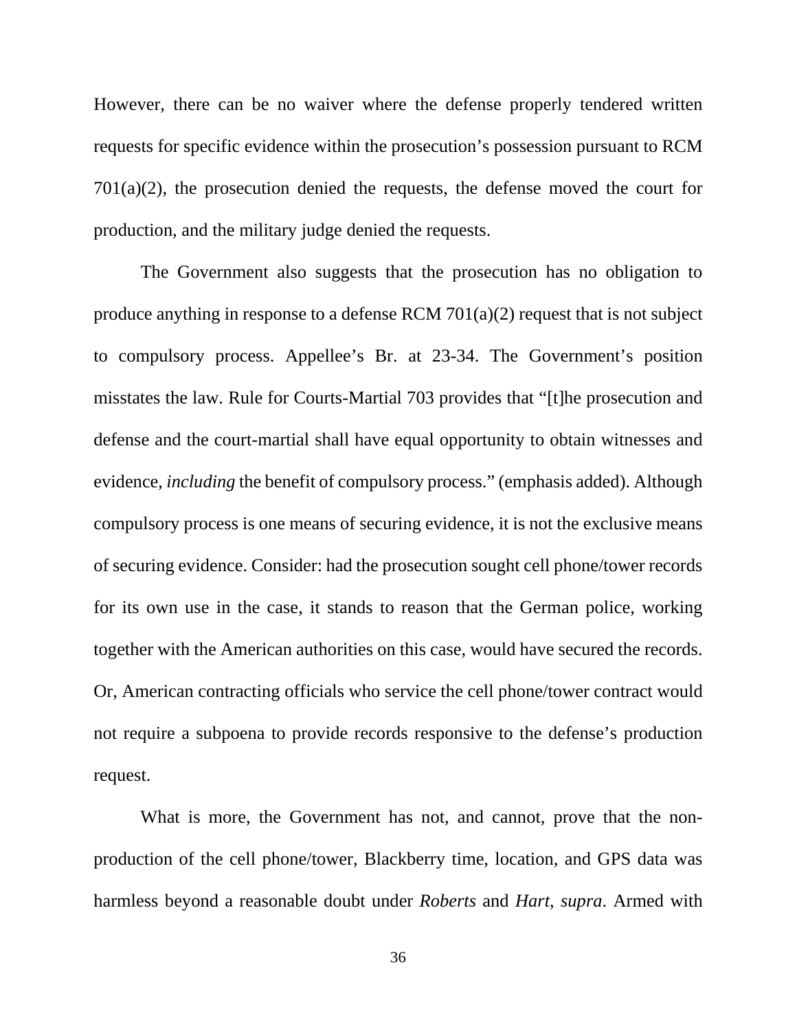However, there can be no waiver where the defense properly tendered written requests for specific evidence within the prosecution's possession pursuant to RCM 701(a)(2), the prosecution denied the requests, the defense moved the court for production, and the military judge denied the requests.

The Government also suggests that the prosecution has no obligation to produce anything in response to a defense RCM 701(a)(2) request that is not subject to compulsory process. Appellee's Br. at 23-34. The Government's position misstates the law. Rule for Courts-Martial 703 provides that "[t]he prosecution and defense and the court-martial shall have equal opportunity to obtain witnesses and evidence, *including* the benefit of compulsory process." (emphasis added). Although compulsory process is one means of securing evidence, it is not the exclusive means of securing evidence. Consider: had the prosecution sought cell phone/tower records for its own use in the case, it stands to reason that the German police, working together with the American authorities on this case, would have secured the records. Or, American contracting officials who service the cell phone/tower contract would not require a subpoena to provide records responsive to the defense's production request.

What is more, the Government has not, and cannot, prove that the non-production of the cell phone/tower, Blackberry time, location, and GPS data was harmless beyond a reasonable doubt under *Roberts* and *Hart*, *supra*. Armed with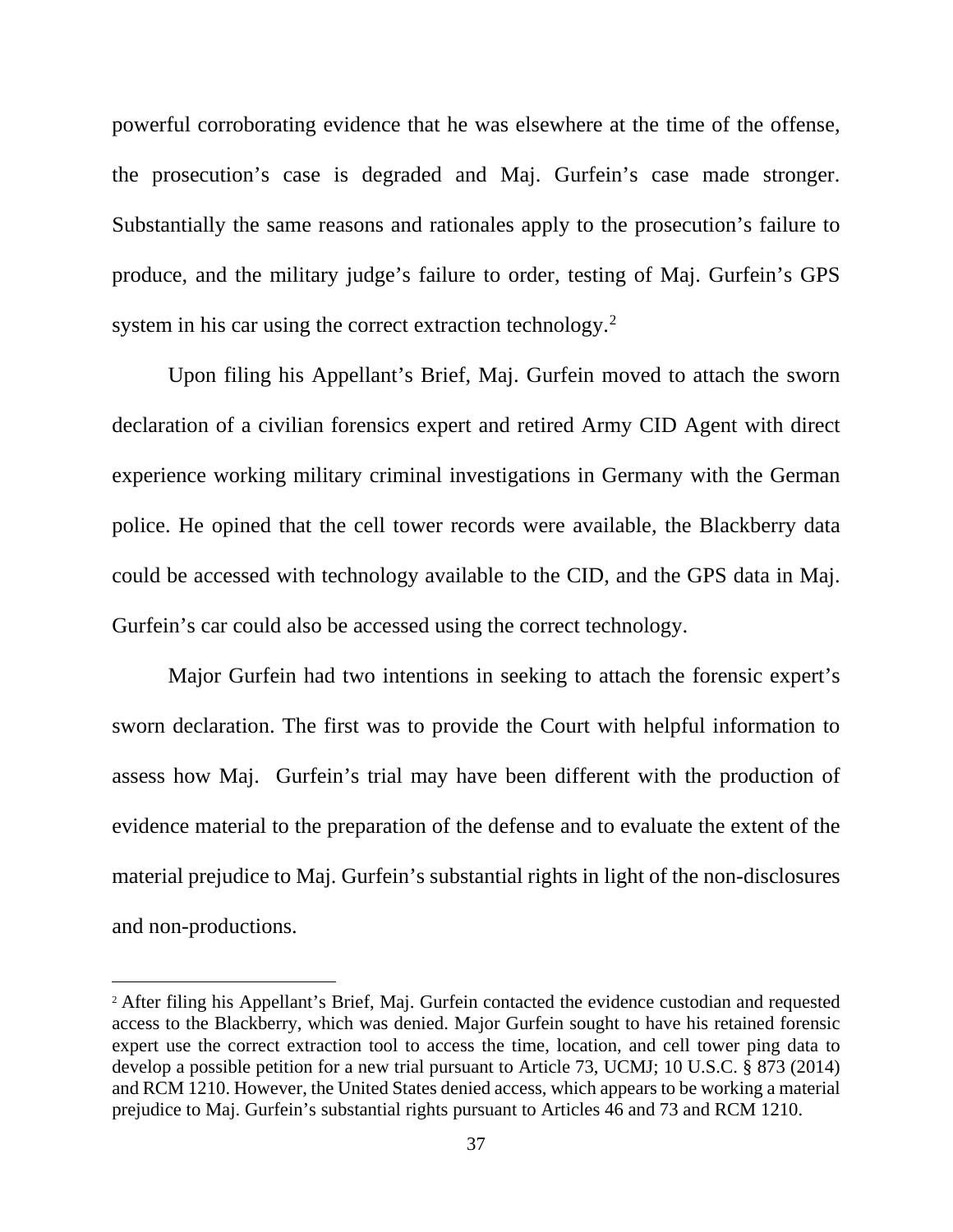powerful corroborating evidence that he was elsewhere at the time of the offense, the prosecution's case is degraded and Maj. Gurfein's case made stronger. Substantially the same reasons and rationales apply to the prosecution's failure to produce, and the military judge's failure to order, testing of Maj. Gurfein's GPS system in his car using the correct extraction technology.[2]

Upon filing his Appellant's Brief, Maj. Gurfein moved to attach the sworn declaration of a civilian forensics expert and retired Army CID Agent with direct experience working military criminal investigations in Germany with the German police. He opined that the cell tower records were available, the Blackberry data could be accessed with technology available to the CID, and the GPS data in Maj. Gurfein's car could also be accessed using the correct technology.

Major Gurfein had two intentions in seeking to attach the forensic expert's sworn declaration. The first was to provide the Court with helpful information to assess how Maj. Gurfein's trial may have been different with the production of evidence material to the preparation of the defense and to evaluate the extent of the material prejudice to Maj. Gurfein's substantial rights in light of the non-disclosures and non-productions.

---

[2] After filing his Appellant's Brief, Maj. Gurfein contacted the evidence custodian and requested access to the Blackberry, which was denied. Major Gurfein sought to have his retained forensic expert use the correct extraction tool to access the time, location, and cell tower ping data to develop a possible petition for a new trial pursuant to Article 73, UCMJ; 10 U.S.C. § 873 (2014) and RCM 1210. However, the United States denied access, which appears to be working a material prejudice to Maj. Gurfein's substantial rights pursuant to Articles 46 and 73 and RCM 1210.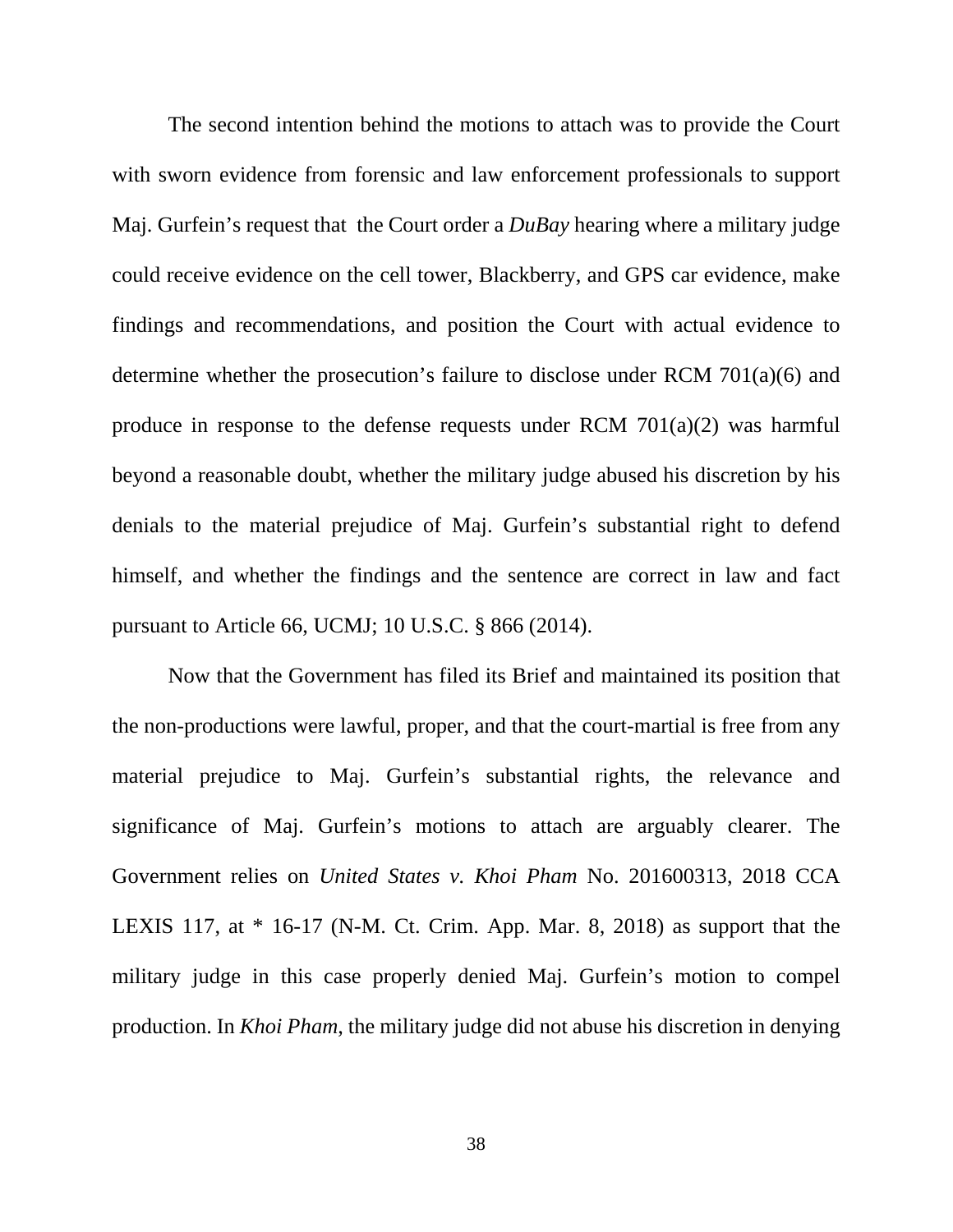The second intention behind the motions to attach was to provide the Court with sworn evidence from forensic and law enforcement professionals to support Maj. Gurfein's request that the Court order a *DuBay* hearing where a military judge could receive evidence on the cell tower, Blackberry, and GPS car evidence, make findings and recommendations, and position the Court with actual evidence to determine whether the prosecution's failure to disclose under RCM 701(a)(6) and produce in response to the defense requests under RCM 701(a)(2) was harmful beyond a reasonable doubt, whether the military judge abused his discretion by his denials to the material prejudice of Maj. Gurfein's substantial right to defend himself, and whether the findings and the sentence are correct in law and fact pursuant to Article 66, UCMJ; 10 U.S.C. § 866 (2014).

Now that the Government has filed its Brief and maintained its position that the non-productions were lawful, proper, and that the court-martial is free from any material prejudice to Maj. Gurfein's substantial rights, the relevance and significance of Maj. Gurfein's motions to attach are arguably clearer. The Government relies on *United States v. Khoi Pham* No. 201600313, 2018 CCA LEXIS 117, at * 16-17 (N-M. Ct. Crim. App. Mar. 8, 2018) as support that the military judge in this case properly denied Maj. Gurfein's motion to compel production. In *Khoi Pham*, the military judge did not abuse his discretion in denying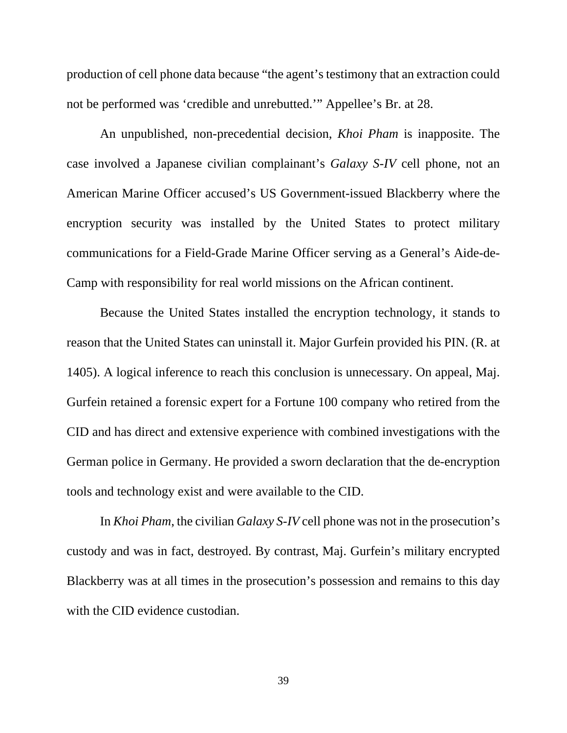production of cell phone data because "the agent's testimony that an extraction could not be performed was 'credible and unrebutted.'" Appellee's Br. at 28.

An unpublished, non-precedential decision, *Khoi Pham* is inapposite. The case involved a Japanese civilian complainant's *Galaxy S-IV* cell phone, not an American Marine Officer accused's US Government-issued Blackberry where the encryption security was installed by the United States to protect military communications for a Field-Grade Marine Officer serving as a General's Aide-de-Camp with responsibility for real world missions on the African continent.

Because the United States installed the encryption technology, it stands to reason that the United States can uninstall it. Major Gurfein provided his PIN. (R. at 1405). A logical inference to reach this conclusion is unnecessary. On appeal, Maj. Gurfein retained a forensic expert for a Fortune 100 company who retired from the CID and has direct and extensive experience with combined investigations with the German police in Germany. He provided a sworn declaration that the de-encryption tools and technology exist and were available to the CID.

In *Khoi Pham*, the civilian *Galaxy S-IV* cell phone was not in the prosecution's custody and was in fact, destroyed. By contrast, Maj. Gurfein's military encrypted Blackberry was at all times in the prosecution's possession and remains to this day with the CID evidence custodian.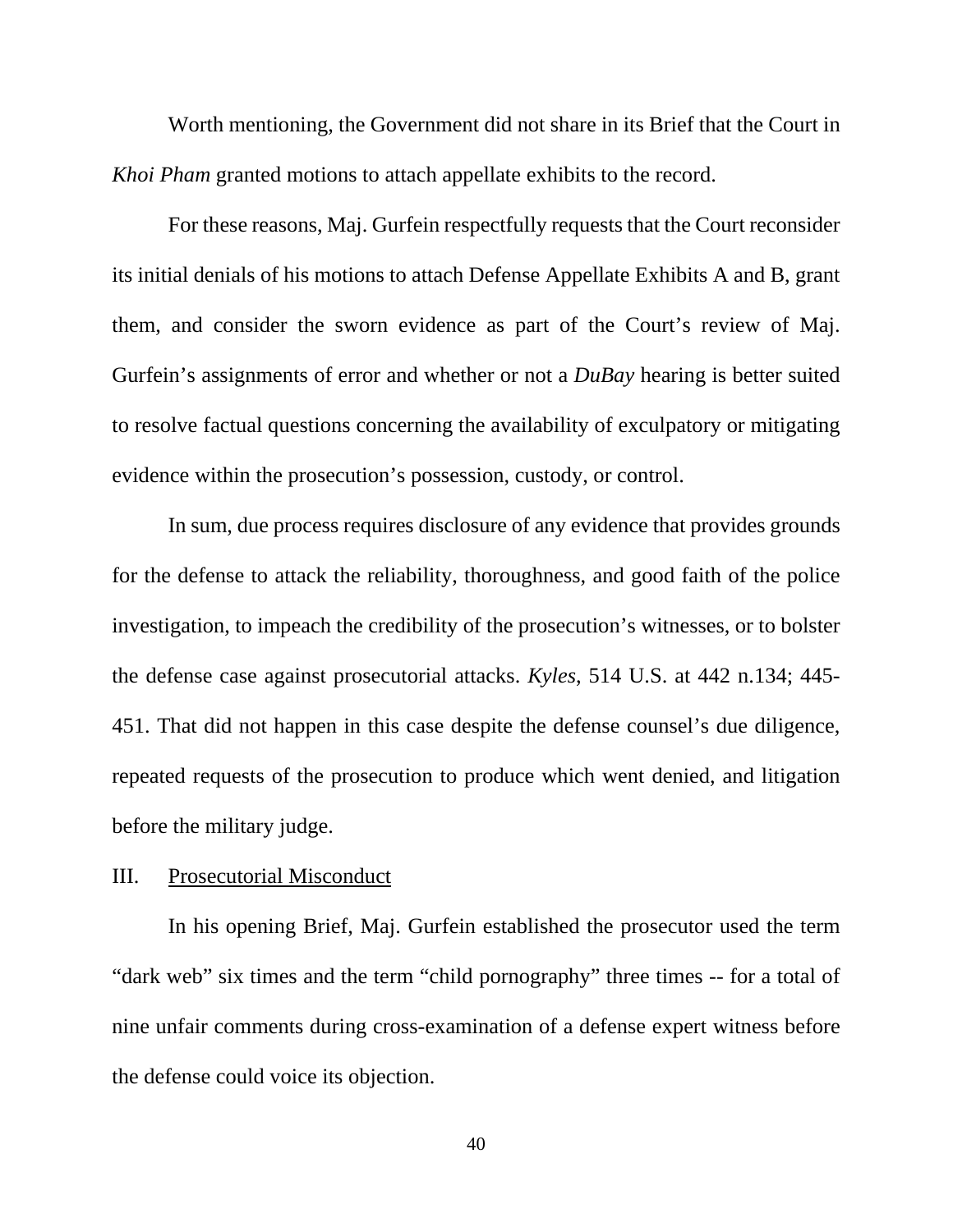Worth mentioning, the Government did not share in its Brief that the Court in *Khoi Pham* granted motions to attach appellate exhibits to the record.

For these reasons, Maj. Gurfein respectfully requests that the Court reconsider its initial denials of his motions to attach Defense Appellate Exhibits A and B, grant them, and consider the sworn evidence as part of the Court's review of Maj. Gurfein's assignments of error and whether or not a *DuBay* hearing is better suited to resolve factual questions concerning the availability of exculpatory or mitigating evidence within the prosecution's possession, custody, or control.

In sum, due process requires disclosure of any evidence that provides grounds for the defense to attack the reliability, thoroughness, and good faith of the police investigation, to impeach the credibility of the prosecution's witnesses, or to bolster the defense case against prosecutorial attacks. *Kyles*, 514 U.S. at 442 n.134; 445-451. That did not happen in this case despite the defense counsel's due diligence, repeated requests of the prosecution to produce which went denied, and litigation before the military judge.

## III. Prosecutorial Misconduct

In his opening Brief, Maj. Gurfein established the prosecutor used the term "dark web" six times and the term "child pornography" three times -- for a total of nine unfair comments during cross-examination of a defense expert witness before the defense could voice its objection.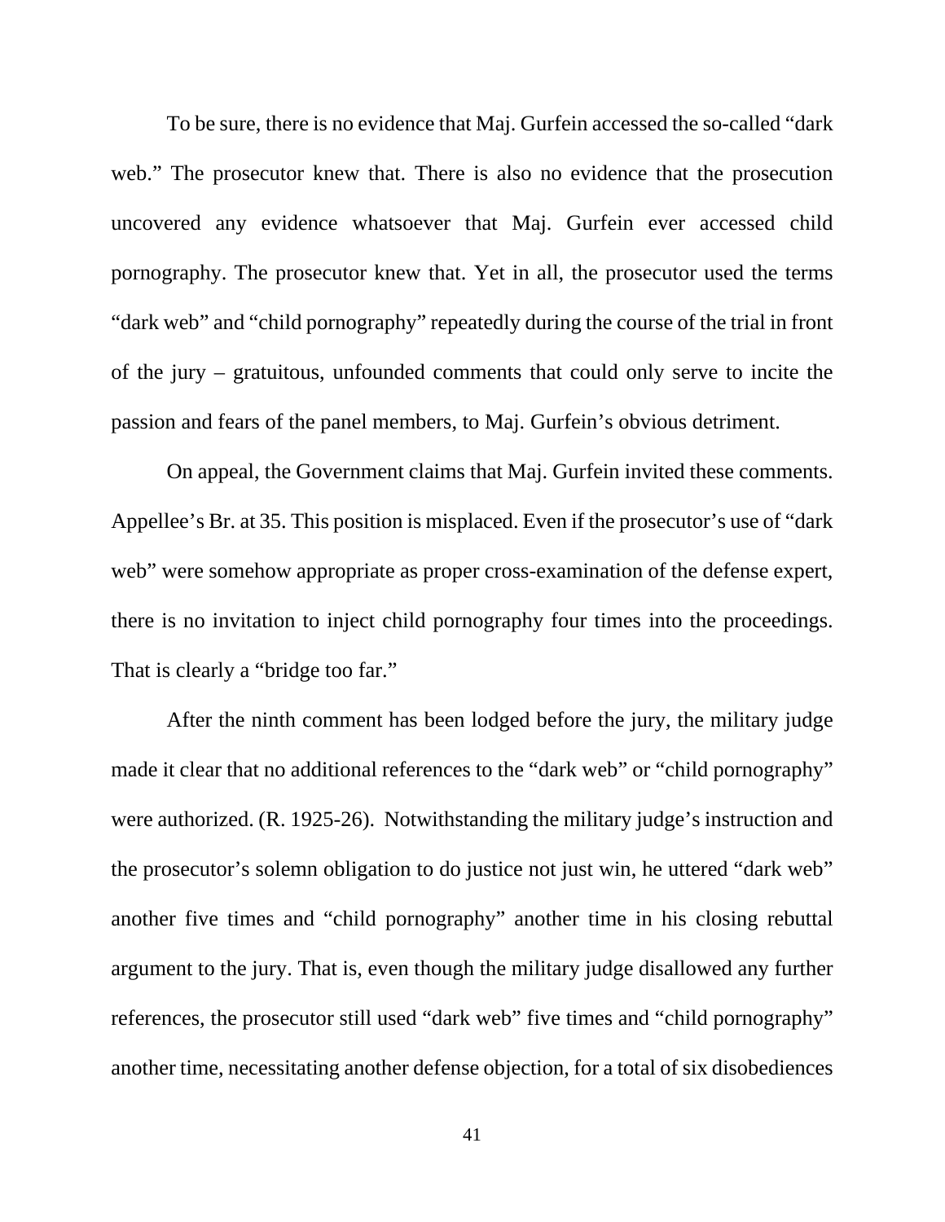To be sure, there is no evidence that Maj. Gurfein accessed the so-called "dark web." The prosecutor knew that. There is also no evidence that the prosecution uncovered any evidence whatsoever that Maj. Gurfein ever accessed child pornography. The prosecutor knew that. Yet in all, the prosecutor used the terms "dark web" and "child pornography" repeatedly during the course of the trial in front of the jury – gratuitous, unfounded comments that could only serve to incite the passion and fears of the panel members, to Maj. Gurfein's obvious detriment.

On appeal, the Government claims that Maj. Gurfein invited these comments. Appellee's Br. at 35. This position is misplaced. Even if the prosecutor's use of "dark web" were somehow appropriate as proper cross-examination of the defense expert, there is no invitation to inject child pornography four times into the proceedings. That is clearly a "bridge too far."

After the ninth comment has been lodged before the jury, the military judge made it clear that no additional references to the "dark web" or "child pornography" were authorized. (R. 1925-26). Notwithstanding the military judge's instruction and the prosecutor's solemn obligation to do justice not just win, he uttered "dark web" another five times and "child pornography" another time in his closing rebuttal argument to the jury. That is, even though the military judge disallowed any further references, the prosecutor still used "dark web" five times and "child pornography" another time, necessitating another defense objection, for a total of six disobediences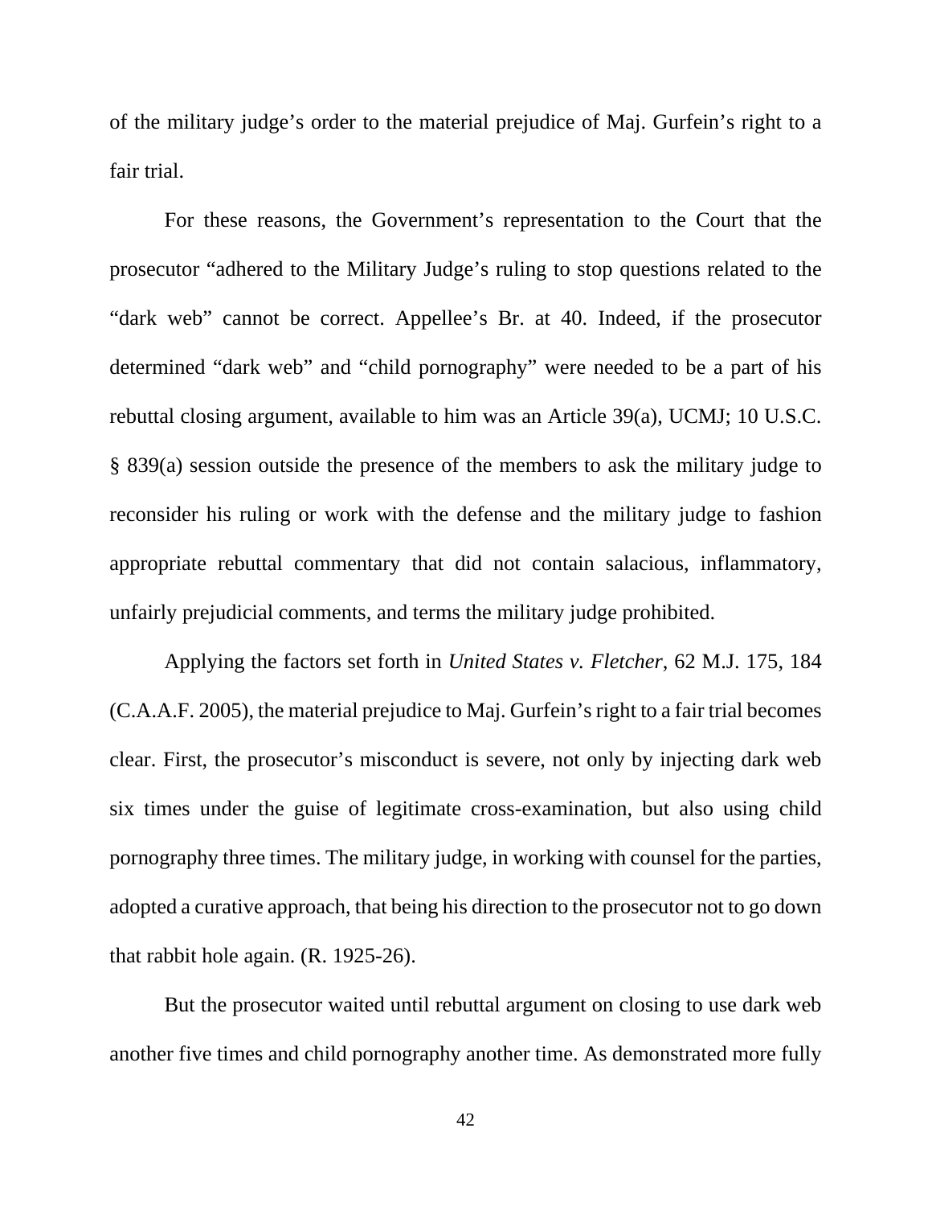of the military judge's order to the material prejudice of Maj. Gurfein's right to a fair trial.

For these reasons, the Government's representation to the Court that the prosecutor "adhered to the Military Judge's ruling to stop questions related to the "dark web" cannot be correct. Appellee's Br. at 40. Indeed, if the prosecutor determined "dark web" and "child pornography" were needed to be a part of his rebuttal closing argument, available to him was an Article 39(a), UCMJ; 10 U.S.C. § 839(a) session outside the presence of the members to ask the military judge to reconsider his ruling or work with the defense and the military judge to fashion appropriate rebuttal commentary that did not contain salacious, inflammatory, unfairly prejudicial comments, and terms the military judge prohibited.

Applying the factors set forth in *United States v. Fletcher*, 62 M.J. 175, 184 (C.A.A.F. 2005), the material prejudice to Maj. Gurfein's right to a fair trial becomes clear. First, the prosecutor's misconduct is severe, not only by injecting dark web six times under the guise of legitimate cross-examination, but also using child pornography three times. The military judge, in working with counsel for the parties, adopted a curative approach, that being his direction to the prosecutor not to go down that rabbit hole again. (R. 1925-26).

But the prosecutor waited until rebuttal argument on closing to use dark web another five times and child pornography another time. As demonstrated more fully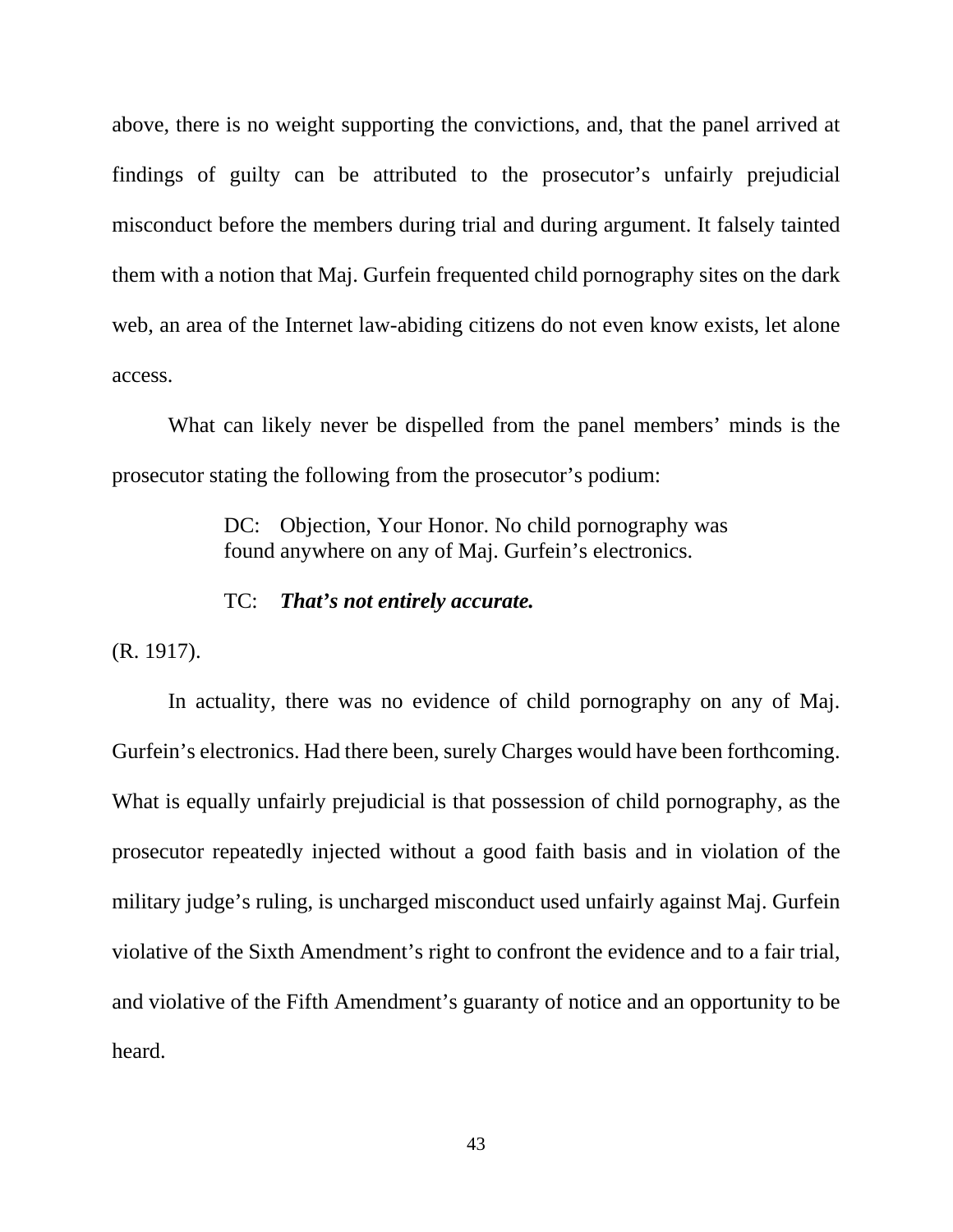above, there is no weight supporting the convictions, and, that the panel arrived at findings of guilty can be attributed to the prosecutor's unfairly prejudicial misconduct before the members during trial and during argument. It falsely tainted them with a notion that Maj. Gurfein frequented child pornography sites on the dark web, an area of the Internet law-abiding citizens do not even know exists, let alone access.

What can likely never be dispelled from the panel members' minds is the prosecutor stating the following from the prosecutor's podium:

> DC: Objection, Your Honor. No child pornography was found anywhere on any of Maj. Gurfein's electronics.
>
> TC: ***That's not entirely accurate.***

(R. 1917).

In actuality, there was no evidence of child pornography on any of Maj. Gurfein's electronics. Had there been, surely Charges would have been forthcoming. What is equally unfairly prejudicial is that possession of child pornography, as the prosecutor repeatedly injected without a good faith basis and in violation of the military judge's ruling, is uncharged misconduct used unfairly against Maj. Gurfein violative of the Sixth Amendment's right to confront the evidence and to a fair trial, and violative of the Fifth Amendment's guaranty of notice and an opportunity to be heard.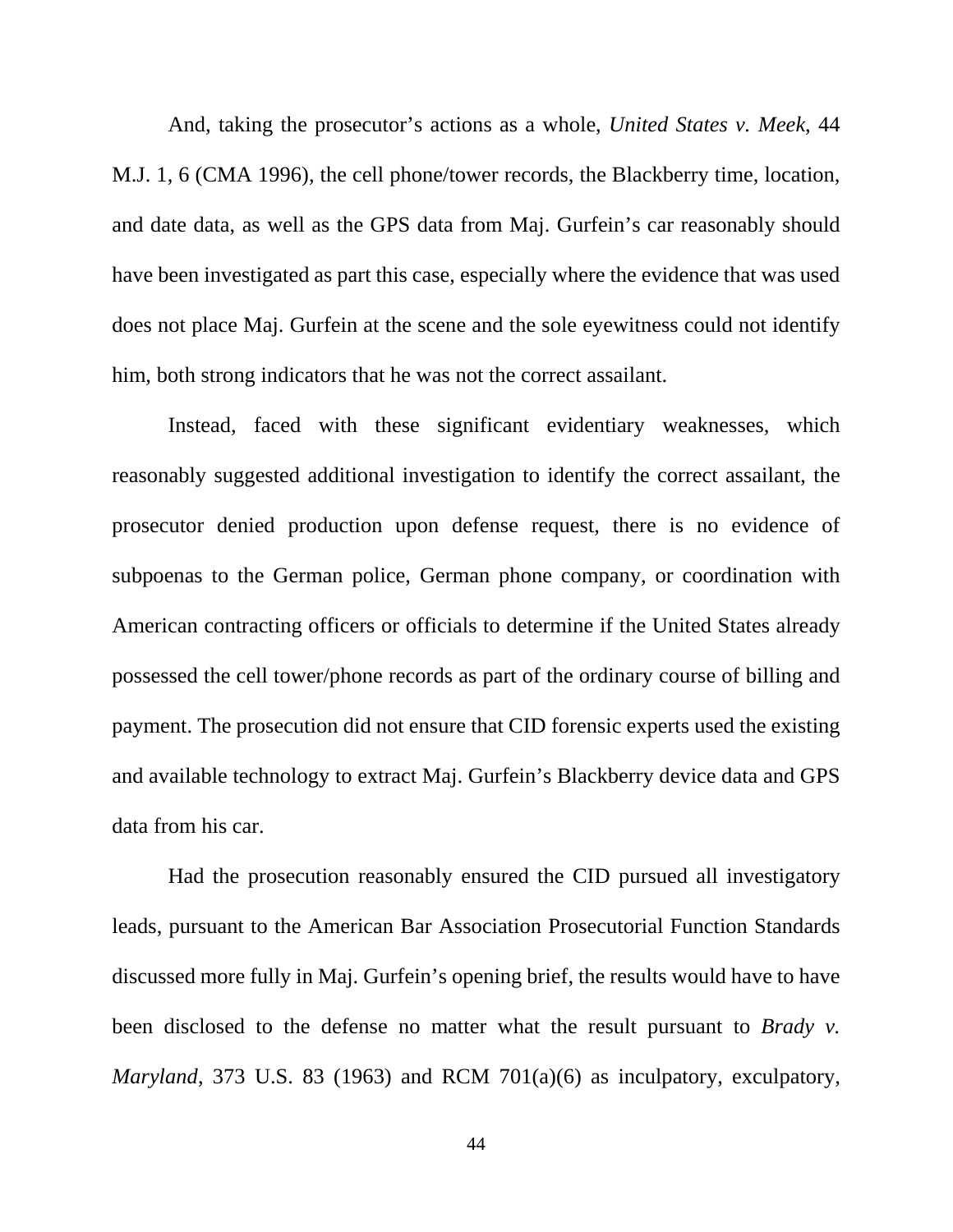And, taking the prosecutor's actions as a whole, *United States v. Meek*, 44 M.J. 1, 6 (CMA 1996), the cell phone/tower records, the Blackberry time, location, and date data, as well as the GPS data from Maj. Gurfein's car reasonably should have been investigated as part this case, especially where the evidence that was used does not place Maj. Gurfein at the scene and the sole eyewitness could not identify him, both strong indicators that he was not the correct assailant.

Instead, faced with these significant evidentiary weaknesses, which reasonably suggested additional investigation to identify the correct assailant, the prosecutor denied production upon defense request, there is no evidence of subpoenas to the German police, German phone company, or coordination with American contracting officers or officials to determine if the United States already possessed the cell tower/phone records as part of the ordinary course of billing and payment. The prosecution did not ensure that CID forensic experts used the existing and available technology to extract Maj. Gurfein's Blackberry device data and GPS data from his car.

Had the prosecution reasonably ensured the CID pursued all investigatory leads, pursuant to the American Bar Association Prosecutorial Function Standards discussed more fully in Maj. Gurfein's opening brief, the results would have to have been disclosed to the defense no matter what the result pursuant to *Brady v. Maryland*, 373 U.S. 83 (1963) and RCM 701(a)(6) as inculpatory, exculpatory,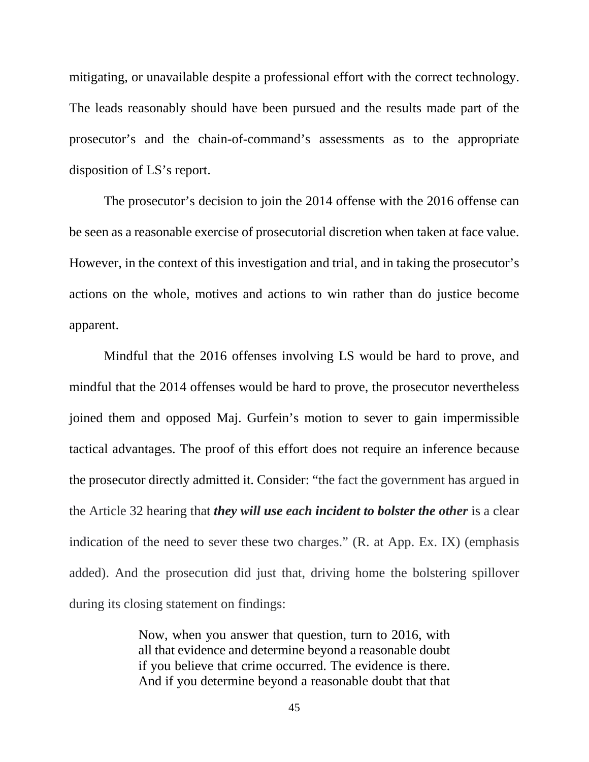mitigating, or unavailable despite a professional effort with the correct technology. The leads reasonably should have been pursued and the results made part of the prosecutor's and the chain-of-command's assessments as to the appropriate disposition of LS's report.

The prosecutor's decision to join the 2014 offense with the 2016 offense can be seen as a reasonable exercise of prosecutorial discretion when taken at face value. However, in the context of this investigation and trial, and in taking the prosecutor's actions on the whole, motives and actions to win rather than do justice become apparent.

Mindful that the 2016 offenses involving LS would be hard to prove, and mindful that the 2014 offenses would be hard to prove, the prosecutor nevertheless joined them and opposed Maj. Gurfein's motion to sever to gain impermissible tactical advantages. The proof of this effort does not require an inference because the prosecutor directly admitted it. Consider: "the fact the government has argued in the Article 32 hearing that ***they will use each incident to bolster the other*** is a clear indication of the need to sever these two charges." (R. at App. Ex. IX) (emphasis added). And the prosecution did just that, driving home the bolstering spillover during its closing statement on findings:

> Now, when you answer that question, turn to 2016, with all that evidence and determine beyond a reasonable doubt if you believe that crime occurred. The evidence is there. And if you determine beyond a reasonable doubt that that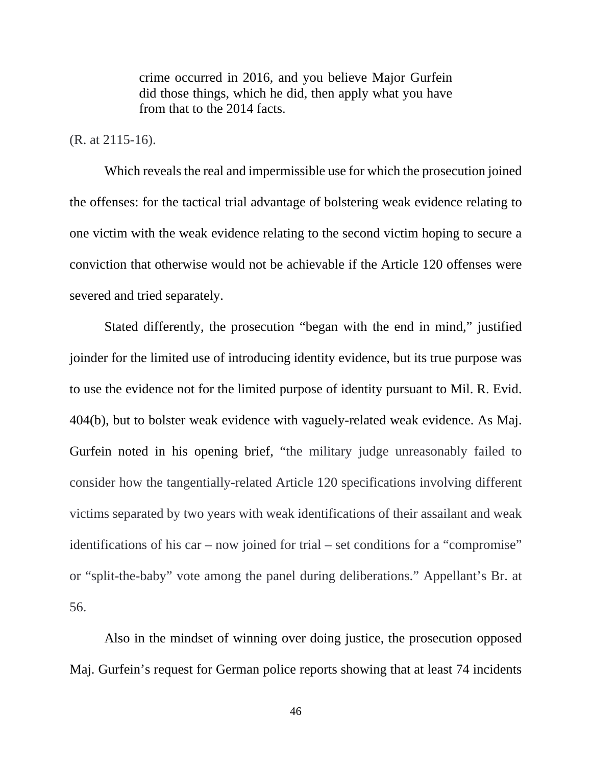> crime occurred in 2016, and you believe Major Gurfein did those things, which he did, then apply what you have from that to the 2014 facts.

(R. at 2115-16).

Which reveals the real and impermissible use for which the prosecution joined the offenses: for the tactical trial advantage of bolstering weak evidence relating to one victim with the weak evidence relating to the second victim hoping to secure a conviction that otherwise would not be achievable if the Article 120 offenses were severed and tried separately.

Stated differently, the prosecution "began with the end in mind," justified joinder for the limited use of introducing identity evidence, but its true purpose was to use the evidence not for the limited purpose of identity pursuant to Mil. R. Evid. 404(b), but to bolster weak evidence with vaguely-related weak evidence. As Maj. Gurfein noted in his opening brief, "the military judge unreasonably failed to consider how the tangentially-related Article 120 specifications involving different victims separated by two years with weak identifications of their assailant and weak identifications of his car – now joined for trial – set conditions for a "compromise" or "split-the-baby" vote among the panel during deliberations." Appellant's Br. at 56.

Also in the mindset of winning over doing justice, the prosecution opposed Maj. Gurfein's request for German police reports showing that at least 74 incidents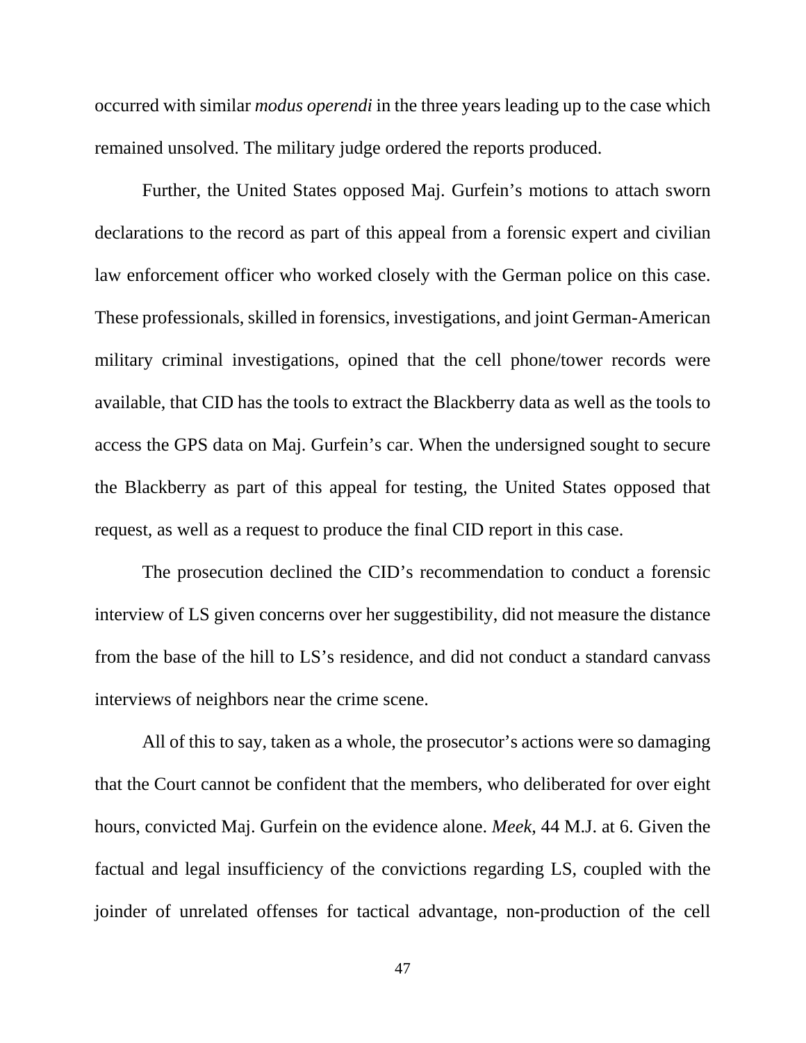occurred with similar *modus operendi* in the three years leading up to the case which remained unsolved. The military judge ordered the reports produced.

Further, the United States opposed Maj. Gurfein's motions to attach sworn declarations to the record as part of this appeal from a forensic expert and civilian law enforcement officer who worked closely with the German police on this case. These professionals, skilled in forensics, investigations, and joint German-American military criminal investigations, opined that the cell phone/tower records were available, that CID has the tools to extract the Blackberry data as well as the tools to access the GPS data on Maj. Gurfein's car. When the undersigned sought to secure the Blackberry as part of this appeal for testing, the United States opposed that request, as well as a request to produce the final CID report in this case.

The prosecution declined the CID's recommendation to conduct a forensic interview of LS given concerns over her suggestibility, did not measure the distance from the base of the hill to LS's residence, and did not conduct a standard canvass interviews of neighbors near the crime scene.

All of this to say, taken as a whole, the prosecutor's actions were so damaging that the Court cannot be confident that the members, who deliberated for over eight hours, convicted Maj. Gurfein on the evidence alone. *Meek*, 44 M.J. at 6. Given the factual and legal insufficiency of the convictions regarding LS, coupled with the joinder of unrelated offenses for tactical advantage, non-production of the cell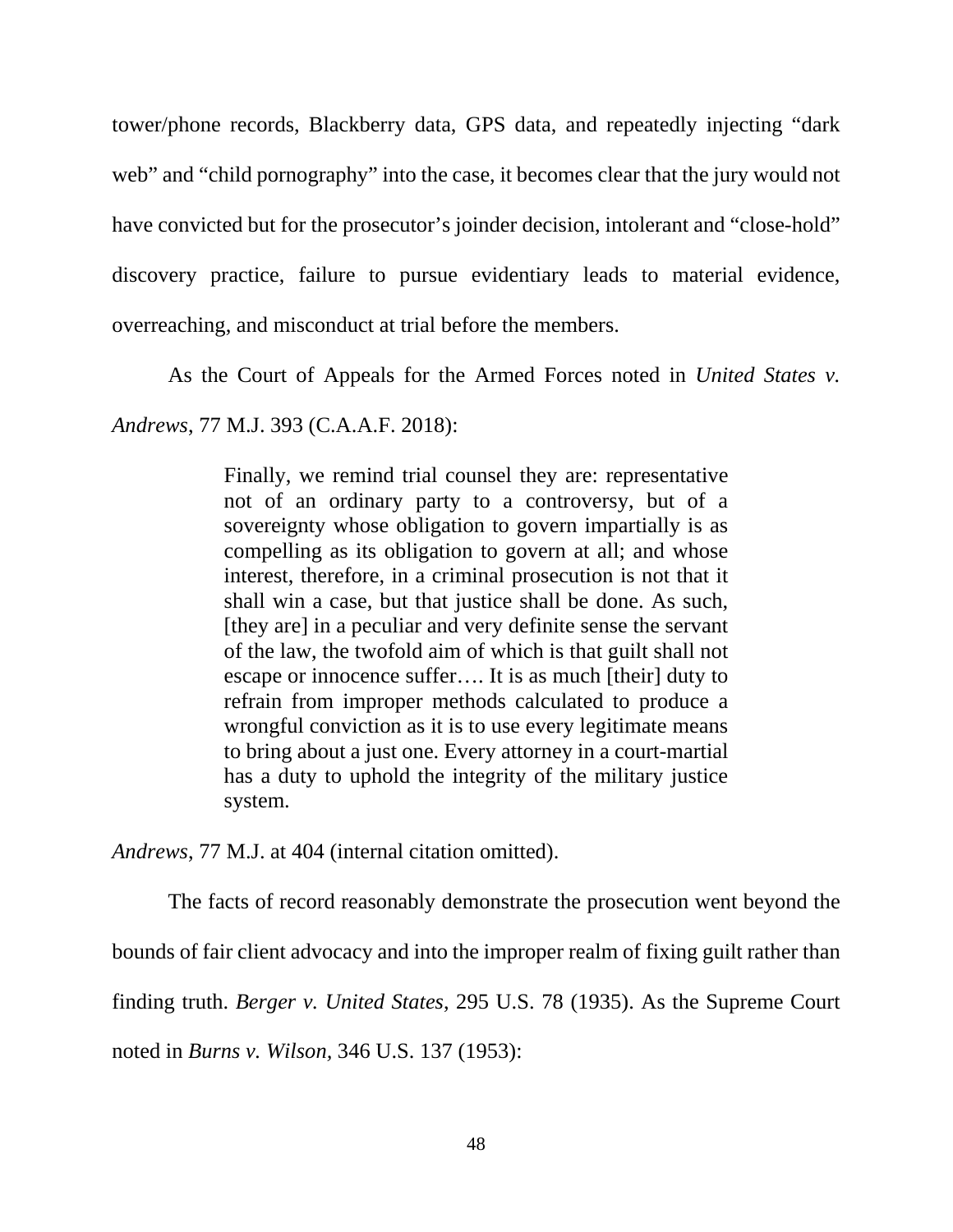tower/phone records, Blackberry data, GPS data, and repeatedly injecting "dark web" and "child pornography" into the case, it becomes clear that the jury would not have convicted but for the prosecutor's joinder decision, intolerant and "close-hold" discovery practice, failure to pursue evidentiary leads to material evidence, overreaching, and misconduct at trial before the members.

As the Court of Appeals for the Armed Forces noted in *United States v. Andrews*, 77 M.J. 393 (C.A.A.F. 2018):

> Finally, we remind trial counsel they are: representative not of an ordinary party to a controversy, but of a sovereignty whose obligation to govern impartially is as compelling as its obligation to govern at all; and whose interest, therefore, in a criminal prosecution is not that it shall win a case, but that justice shall be done. As such, [they are] in a peculiar and very definite sense the servant of the law, the twofold aim of which is that guilt shall not escape or innocence suffer…. It is as much [their] duty to refrain from improper methods calculated to produce a wrongful conviction as it is to use every legitimate means to bring about a just one. Every attorney in a court-martial has a duty to uphold the integrity of the military justice system.

*Andrews*, 77 M.J. at 404 (internal citation omitted).

The facts of record reasonably demonstrate the prosecution went beyond the bounds of fair client advocacy and into the improper realm of fixing guilt rather than finding truth. *Berger v. United States*, 295 U.S. 78 (1935). As the Supreme Court noted in *Burns v. Wilson,* 346 U.S. 137 (1953):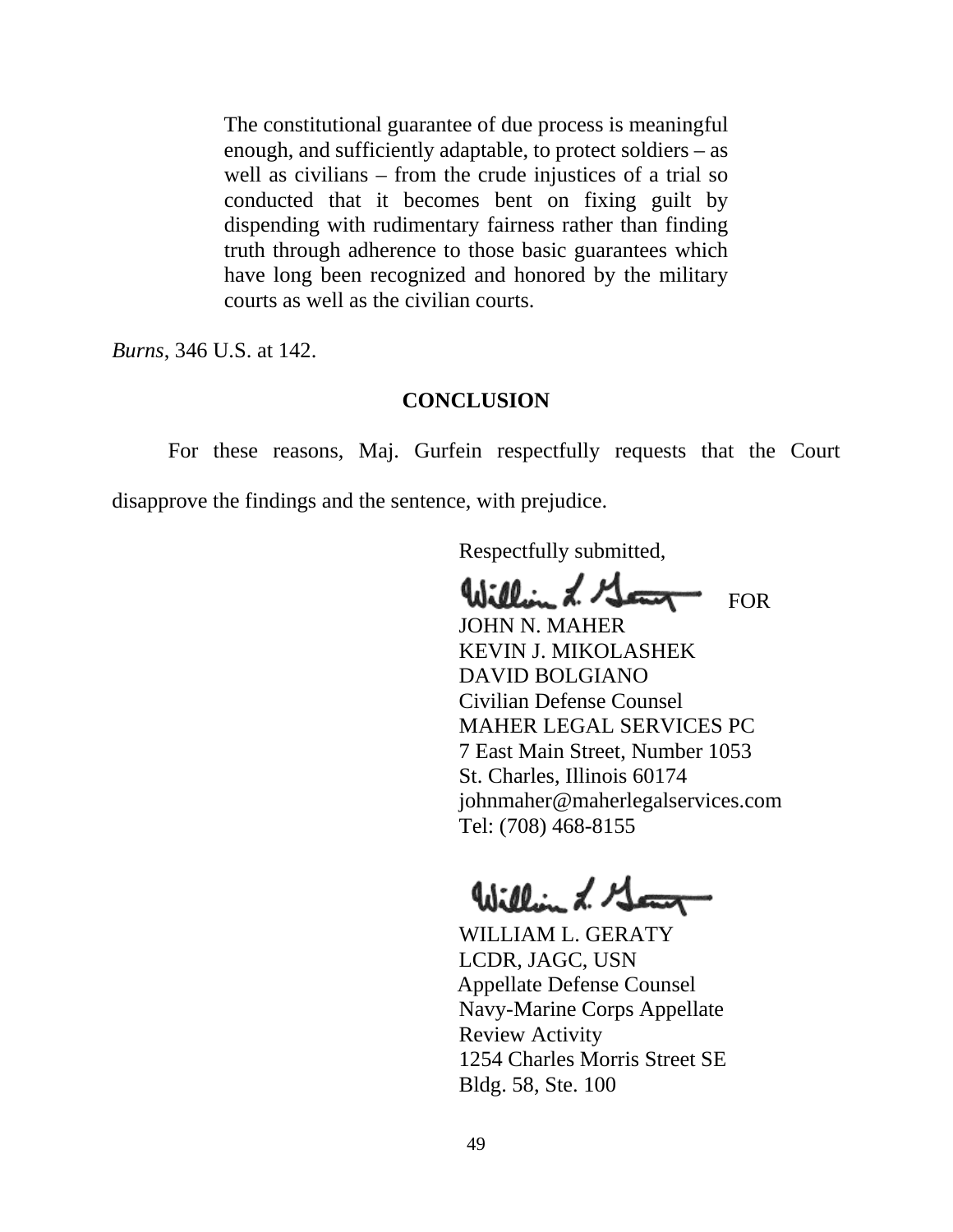> The constitutional guarantee of due process is meaningful enough, and sufficiently adaptable, to protect soldiers – as well as civilians – from the crude injustices of a trial so conducted that it becomes bent on fixing guilt by dispending with rudimentary fairness rather than finding truth through adherence to those basic guarantees which have long been recognized and honored by the military courts as well as the civilian courts.

*Burns*, 346 U.S. at 142.

**CONCLUSION**

For these reasons, Maj. Gurfein respectfully requests that the Court disapprove the findings and the sentence, with prejudice.

Respectfully submitted,

FOR
JOHN N. MAHER
KEVIN J. MIKOLASHEK
DAVID BOLGIANO
Civilian Defense Counsel
MAHER LEGAL SERVICES PC
7 East Main Street, Number 1053
St. Charles, Illinois 60174
johnmaher@maherlegalservices.com
Tel: (708) 468-8155

WILLIAM L. GERATY
LCDR, JAGC, USN
Appellate Defense Counsel
Navy-Marine Corps Appellate
Review Activity
1254 Charles Morris Street SE
Bldg. 58, Ste. 100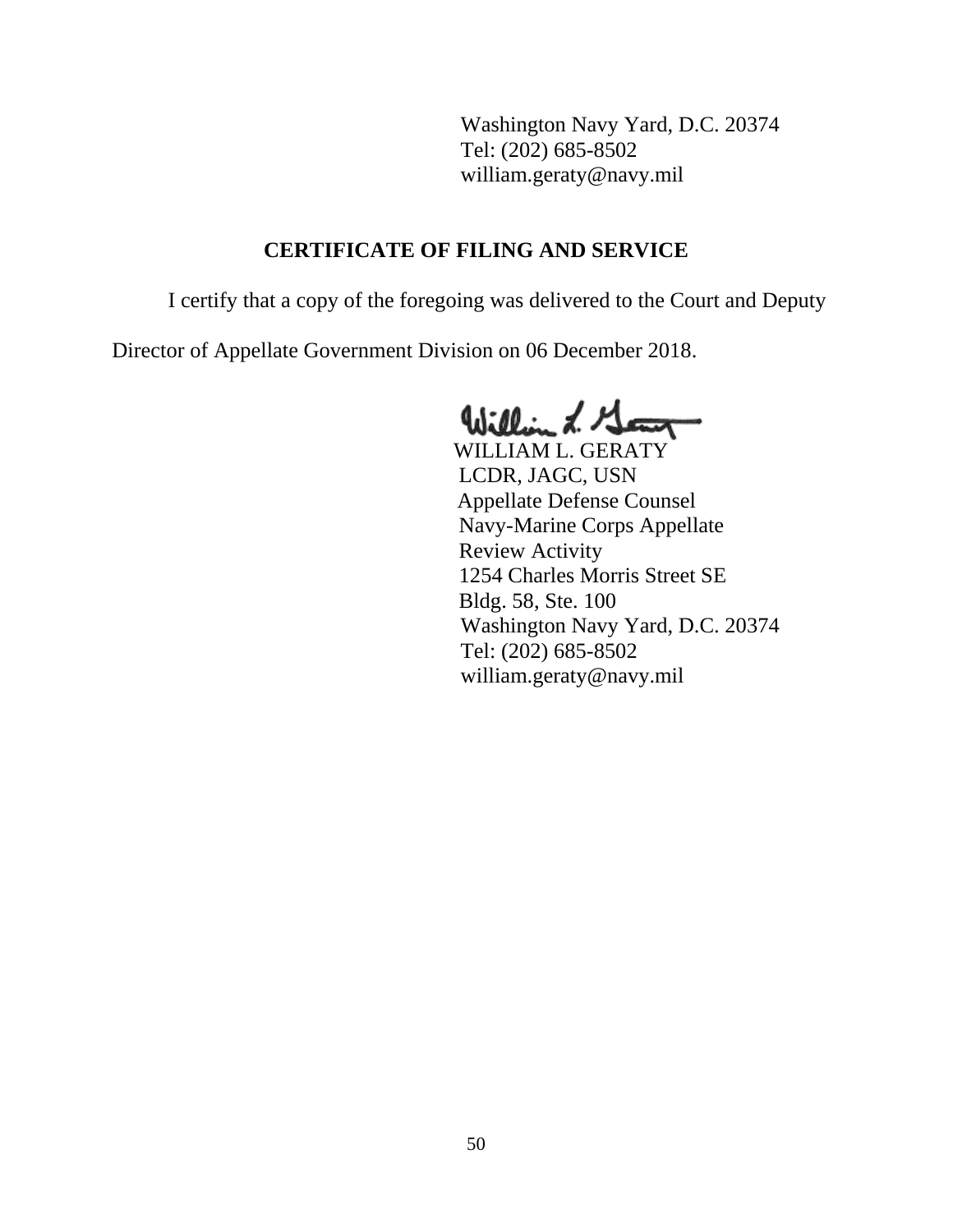Washington Navy Yard, D.C. 20374
Tel: (202) 685-8502
william.geraty@navy.mil

**CERTIFICATE OF FILING AND SERVICE**

I certify that a copy of the foregoing was delivered to the Court and Deputy Director of Appellate Government Division on 06 December 2018.

WILLIAM L. GERATY
LCDR, JAGC, USN
Appellate Defense Counsel
Navy-Marine Corps Appellate
Review Activity
1254 Charles Morris Street SE
Bldg. 58, Ste. 100
Washington Navy Yard, D.C. 20374
Tel: (202) 685-8502
william.geraty@navy.mil